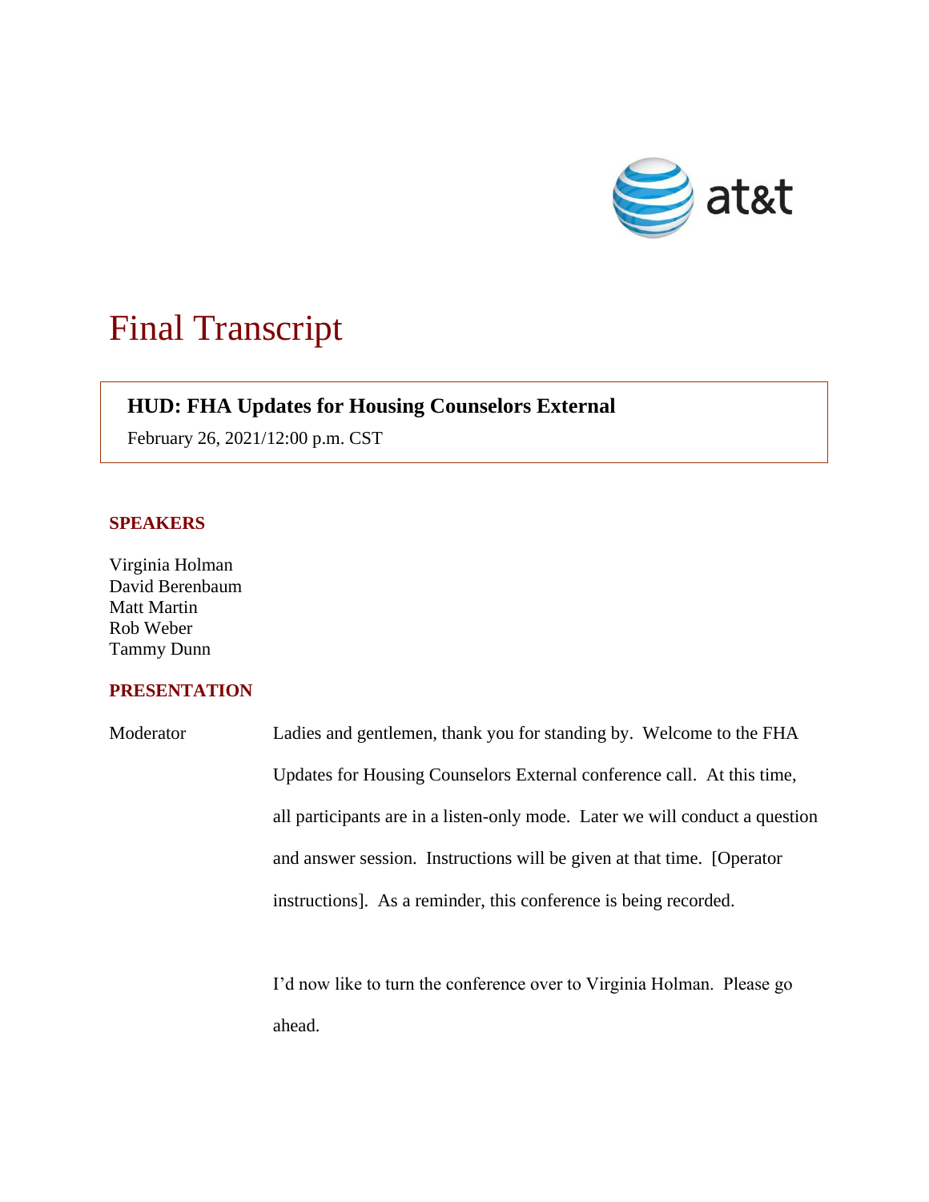# Final Transcript

## HUD: FHA Updates for Housing Counselors External

February 26, 2021/12:00 p.m. CST

### SPEAKERS

Virginia Holman
David Berenbaum
Matt Martin
Rob Weber
Tammy Dunn

### PRESENTATION

Moderator: Ladies and gentlemen, thank you for standing by. Welcome to the FHA Updates for Housing Counselors External conference call. At this time, all participants are in a listen-only mode. Later we will conduct a question and answer session. Instructions will be given at that time. [Operator instructions]. As a reminder, this conference is being recorded.

I'd now like to turn the conference over to Virginia Holman. Please go ahead.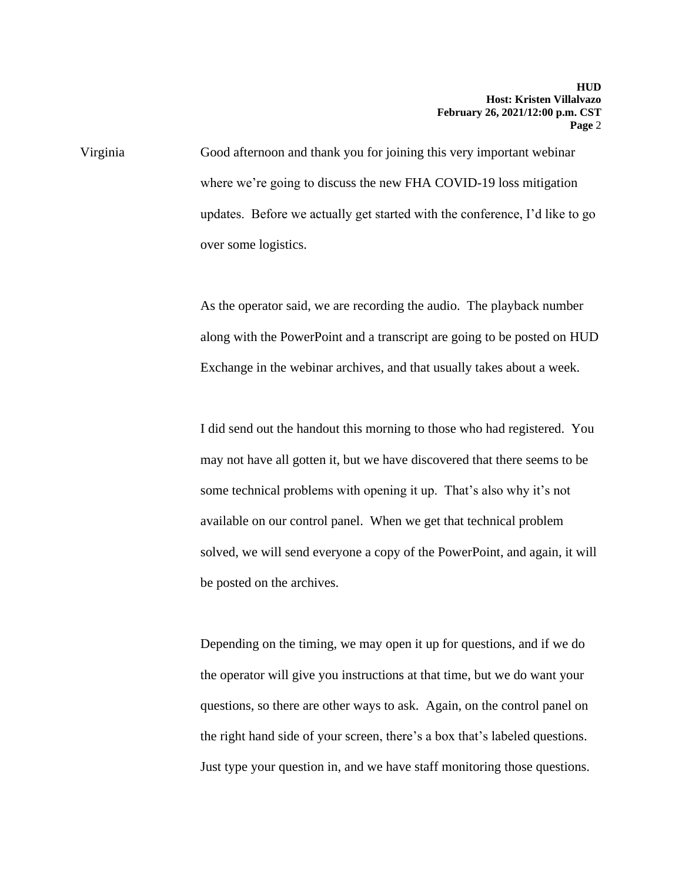Virginia

Good afternoon and thank you for joining this very important webinar where we're going to discuss the new FHA COVID-19 loss mitigation updates. Before we actually get started with the conference, I'd like to go over some logistics.

As the operator said, we are recording the audio. The playback number along with the PowerPoint and a transcript are going to be posted on HUD Exchange in the webinar archives, and that usually takes about a week.

I did send out the handout this morning to those who had registered. You may not have all gotten it, but we have discovered that there seems to be some technical problems with opening it up. That's also why it's not available on our control panel. When we get that technical problem solved, we will send everyone a copy of the PowerPoint, and again, it will be posted on the archives.

Depending on the timing, we may open it up for questions, and if we do the operator will give you instructions at that time, but we do want your questions, so there are other ways to ask. Again, on the control panel on the right hand side of your screen, there's a box that's labeled questions. Just type your question in, and we have staff monitoring those questions.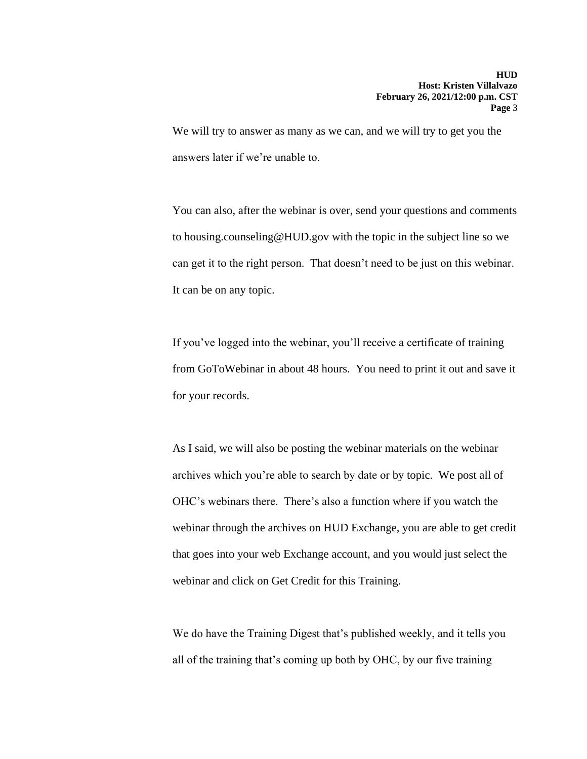We will try to answer as many as we can, and we will try to get you the answers later if we're unable to.

You can also, after the webinar is over, send your questions and comments to housing.counseling@HUD.gov with the topic in the subject line so we can get it to the right person. That doesn't need to be just on this webinar. It can be on any topic.

If you've logged into the webinar, you'll receive a certificate of training from GoToWebinar in about 48 hours. You need to print it out and save it for your records.

As I said, we will also be posting the webinar materials on the webinar archives which you're able to search by date or by topic. We post all of OHC's webinars there. There's also a function where if you watch the webinar through the archives on HUD Exchange, you are able to get credit that goes into your web Exchange account, and you would just select the webinar and click on Get Credit for this Training.

We do have the Training Digest that's published weekly, and it tells you all of the training that's coming up both by OHC, by our five training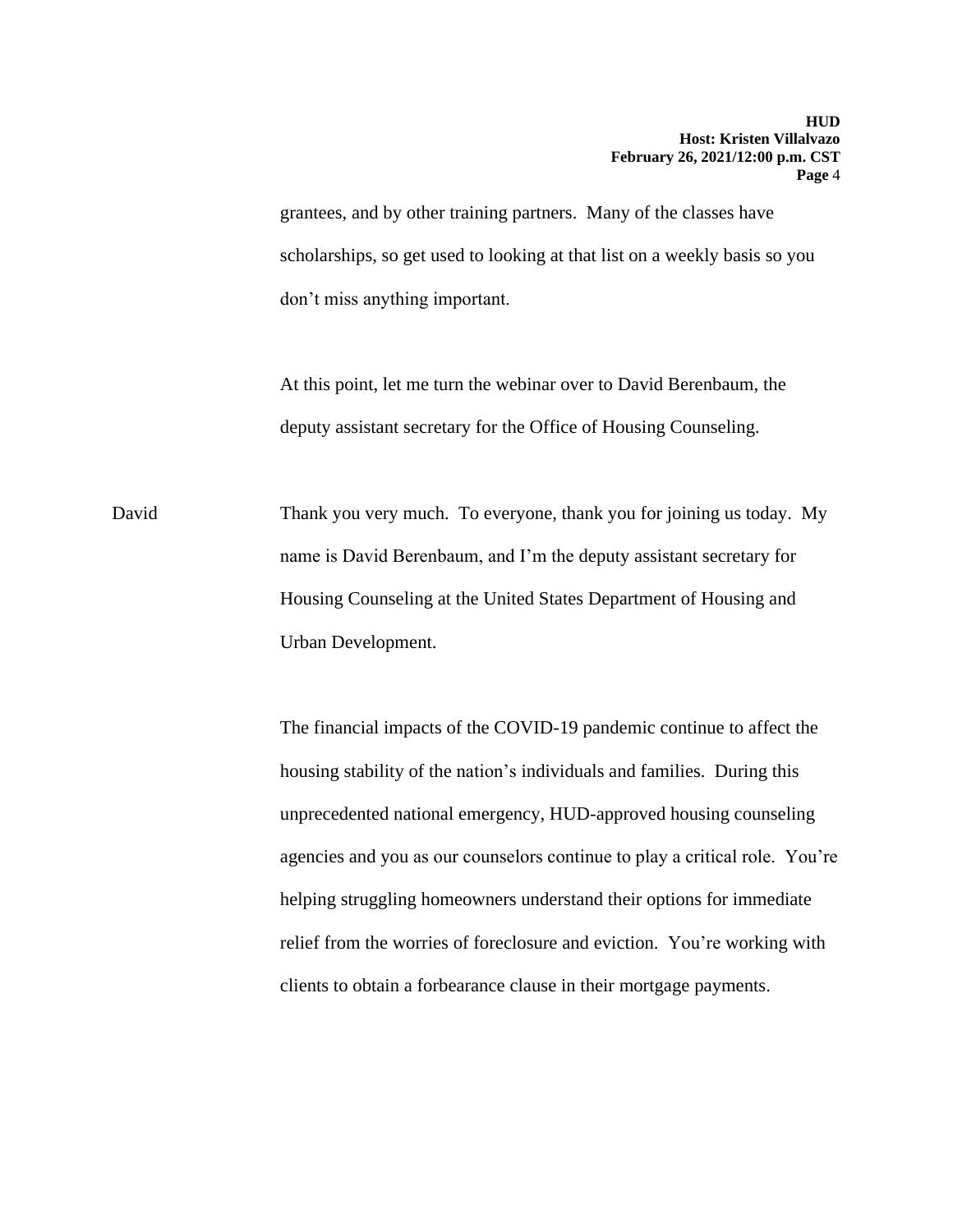grantees, and by other training partners. Many of the classes have scholarships, so get used to looking at that list on a weekly basis so you don't miss anything important.

At this point, let me turn the webinar over to David Berenbaum, the deputy assistant secretary for the Office of Housing Counseling.

David: Thank you very much. To everyone, thank you for joining us today. My name is David Berenbaum, and I'm the deputy assistant secretary for Housing Counseling at the United States Department of Housing and Urban Development.

The financial impacts of the COVID-19 pandemic continue to affect the housing stability of the nation's individuals and families. During this unprecedented national emergency, HUD-approved housing counseling agencies and you as our counselors continue to play a critical role. You're helping struggling homeowners understand their options for immediate relief from the worries of foreclosure and eviction. You're working with clients to obtain a forbearance clause in their mortgage payments.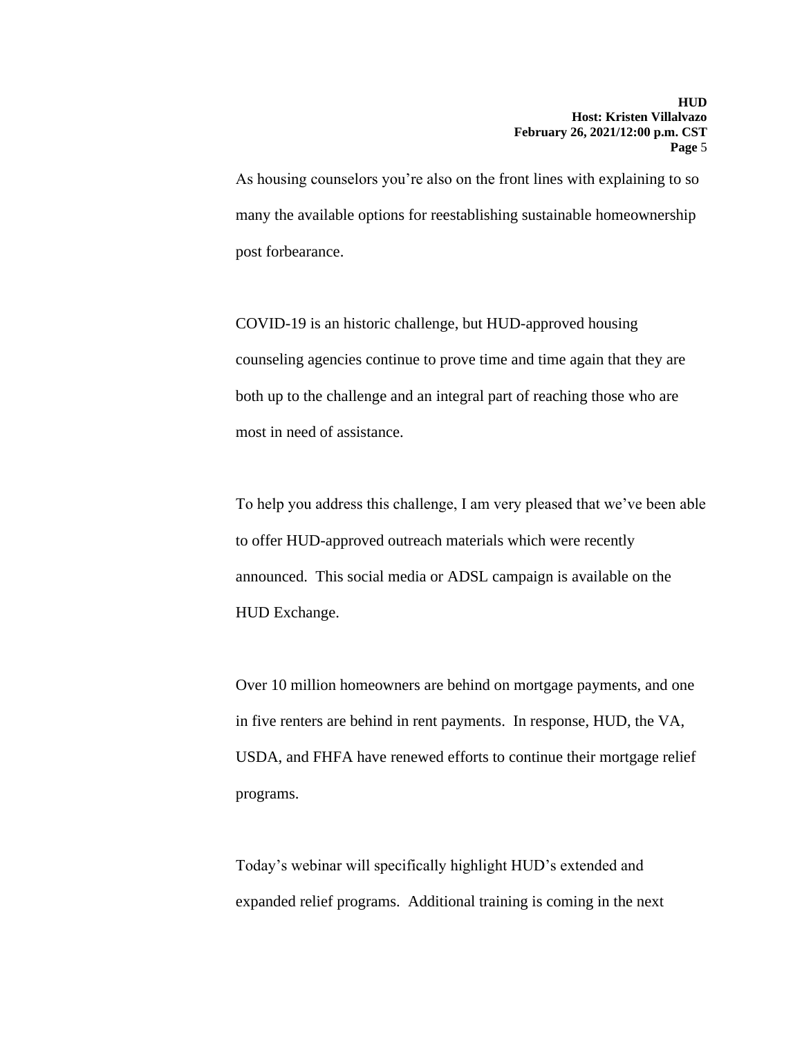As housing counselors you're also on the front lines with explaining to so many the available options for reestablishing sustainable homeownership post forbearance.

COVID-19 is an historic challenge, but HUD-approved housing counseling agencies continue to prove time and time again that they are both up to the challenge and an integral part of reaching those who are most in need of assistance.

To help you address this challenge, I am very pleased that we've been able to offer HUD-approved outreach materials which were recently announced. This social media or ADSL campaign is available on the HUD Exchange.

Over 10 million homeowners are behind on mortgage payments, and one in five renters are behind in rent payments. In response, HUD, the VA, USDA, and FHFA have renewed efforts to continue their mortgage relief programs.

Today's webinar will specifically highlight HUD's extended and expanded relief programs. Additional training is coming in the next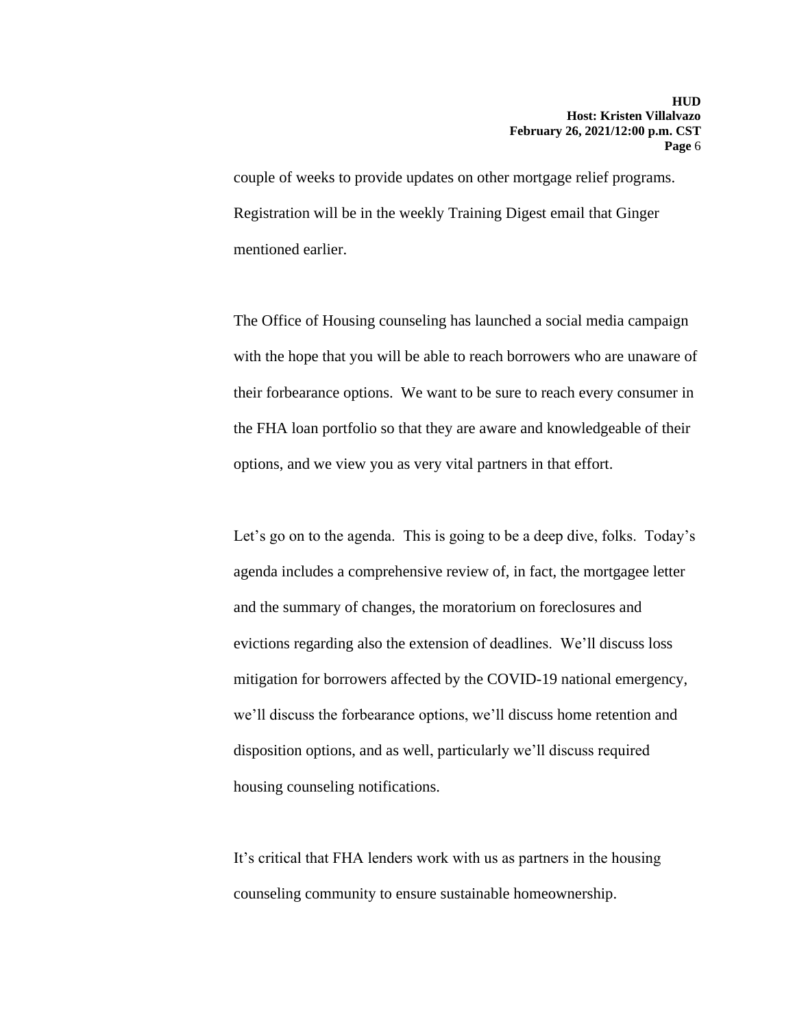couple of weeks to provide updates on other mortgage relief programs. Registration will be in the weekly Training Digest email that Ginger mentioned earlier.

The Office of Housing counseling has launched a social media campaign with the hope that you will be able to reach borrowers who are unaware of their forbearance options. We want to be sure to reach every consumer in the FHA loan portfolio so that they are aware and knowledgeable of their options, and we view you as very vital partners in that effort.

Let's go on to the agenda. This is going to be a deep dive, folks. Today's agenda includes a comprehensive review of, in fact, the mortgagee letter and the summary of changes, the moratorium on foreclosures and evictions regarding also the extension of deadlines. We'll discuss loss mitigation for borrowers affected by the COVID-19 national emergency, we'll discuss the forbearance options, we'll discuss home retention and disposition options, and as well, particularly we'll discuss required housing counseling notifications.

It's critical that FHA lenders work with us as partners in the housing counseling community to ensure sustainable homeownership.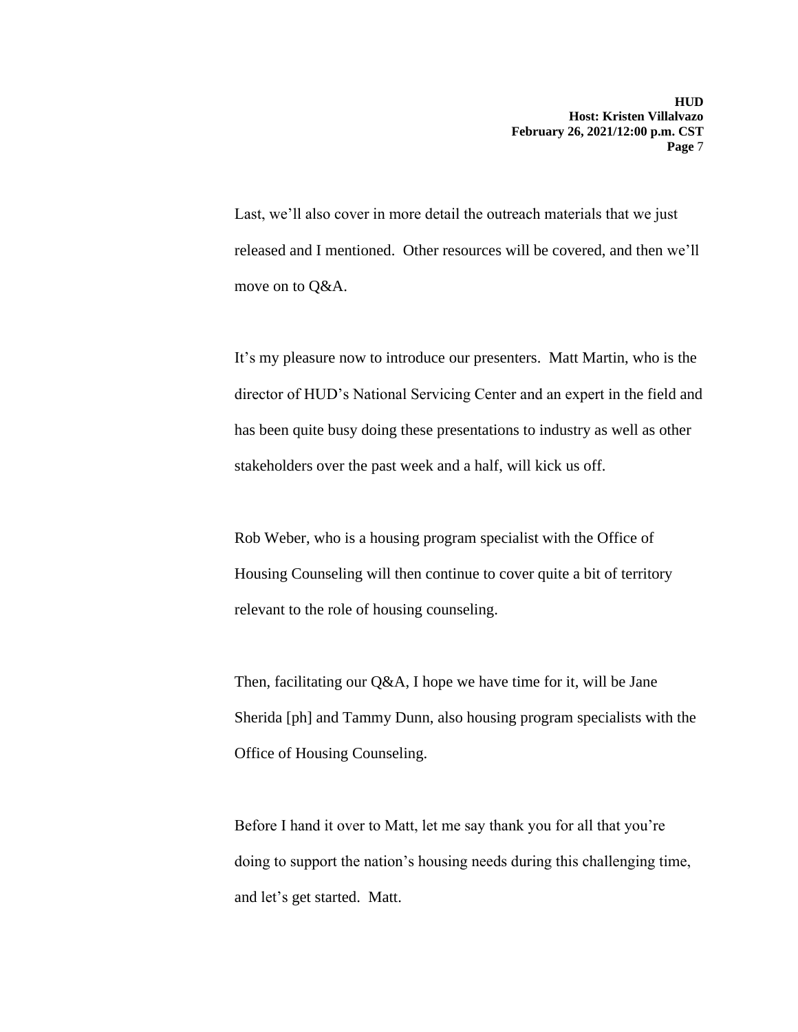Last, we'll also cover in more detail the outreach materials that we just released and I mentioned. Other resources will be covered, and then we'll move on to Q&A.

It's my pleasure now to introduce our presenters. Matt Martin, who is the director of HUD's National Servicing Center and an expert in the field and has been quite busy doing these presentations to industry as well as other stakeholders over the past week and a half, will kick us off.

Rob Weber, who is a housing program specialist with the Office of Housing Counseling will then continue to cover quite a bit of territory relevant to the role of housing counseling.

Then, facilitating our Q&A, I hope we have time for it, will be Jane Sherida [ph] and Tammy Dunn, also housing program specialists with the Office of Housing Counseling.

Before I hand it over to Matt, let me say thank you for all that you're doing to support the nation's housing needs during this challenging time, and let's get started. Matt.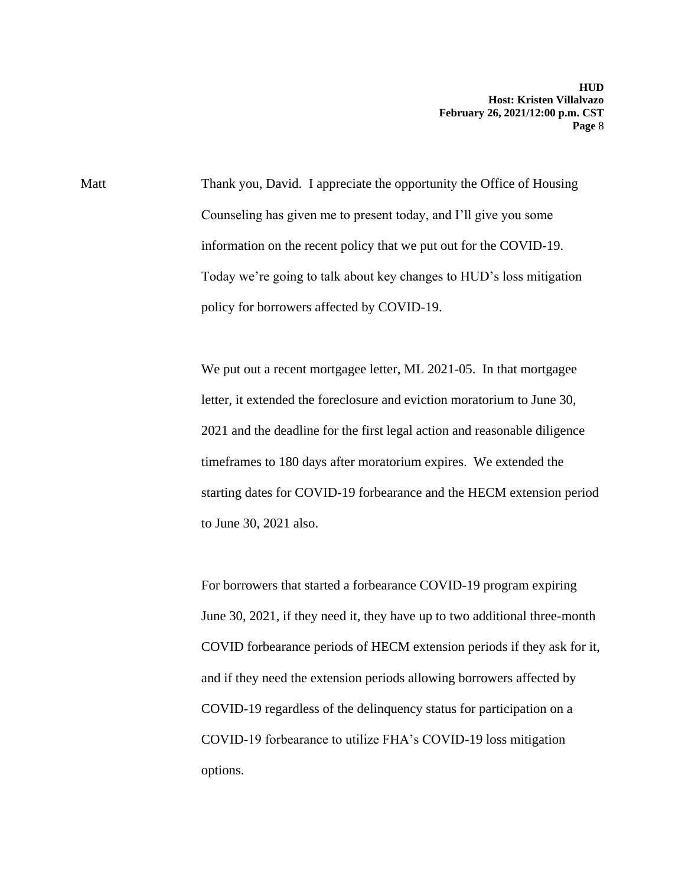Matt Thank you, David. I appreciate the opportunity the Office of Housing Counseling has given me to present today, and I'll give you some information on the recent policy that we put out for the COVID-19. Today we're going to talk about key changes to HUD's loss mitigation policy for borrowers affected by COVID-19.

We put out a recent mortgagee letter, ML 2021-05. In that mortgagee letter, it extended the foreclosure and eviction moratorium to June 30, 2021 and the deadline for the first legal action and reasonable diligence timeframes to 180 days after moratorium expires. We extended the starting dates for COVID-19 forbearance and the HECM extension period to June 30, 2021 also.

For borrowers that started a forbearance COVID-19 program expiring June 30, 2021, if they need it, they have up to two additional three-month COVID forbearance periods of HECM extension periods if they ask for it, and if they need the extension periods allowing borrowers affected by COVID-19 regardless of the delinquency status for participation on a COVID-19 forbearance to utilize FHA's COVID-19 loss mitigation options.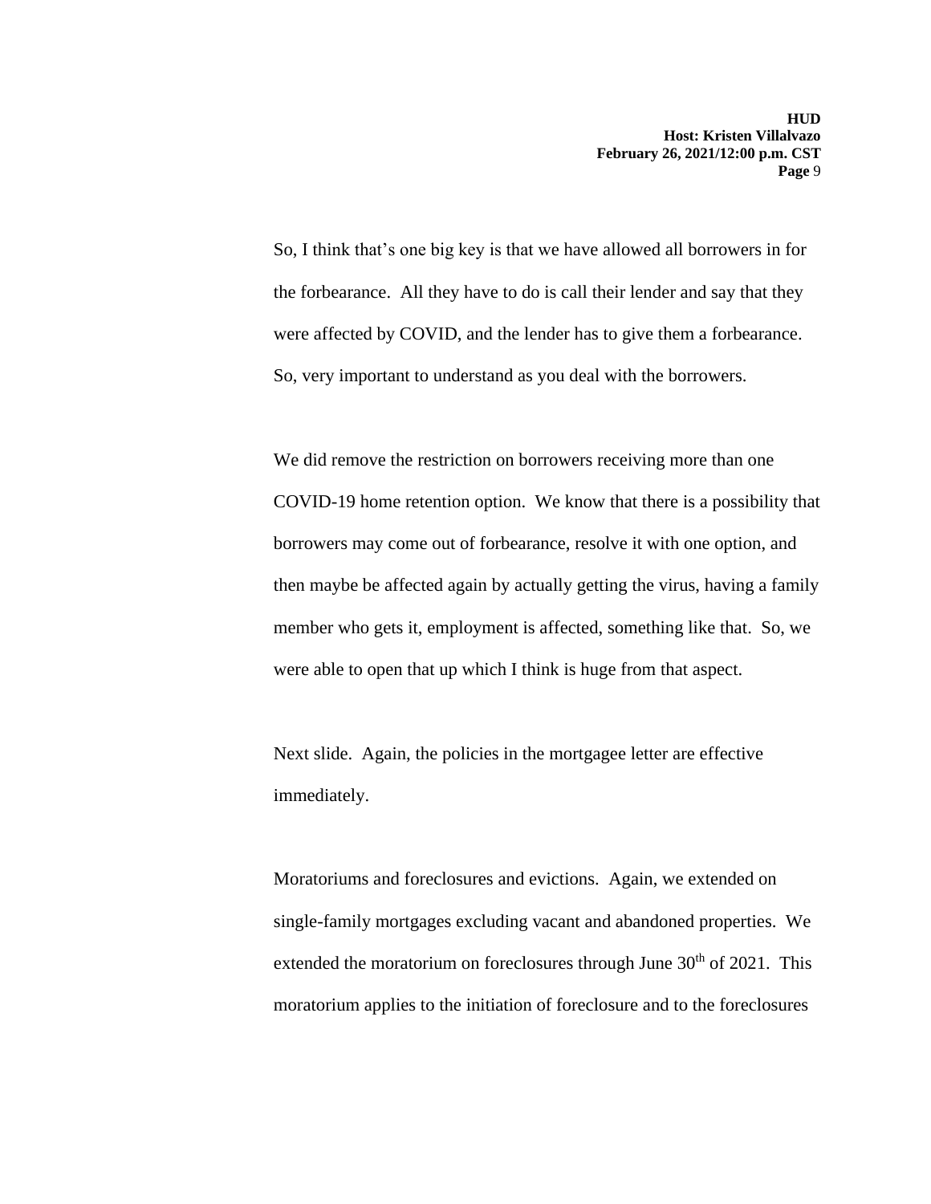So, I think that's one big key is that we have allowed all borrowers in for the forbearance. All they have to do is call their lender and say that they were affected by COVID, and the lender has to give them a forbearance. So, very important to understand as you deal with the borrowers.

We did remove the restriction on borrowers receiving more than one COVID-19 home retention option. We know that there is a possibility that borrowers may come out of forbearance, resolve it with one option, and then maybe be affected again by actually getting the virus, having a family member who gets it, employment is affected, something like that. So, we were able to open that up which I think is huge from that aspect.

Next slide. Again, the policies in the mortgagee letter are effective immediately.

Moratoriums and foreclosures and evictions. Again, we extended on single-family mortgages excluding vacant and abandoned properties. We extended the moratorium on foreclosures through June 30th of 2021. This moratorium applies to the initiation of foreclosure and to the foreclosures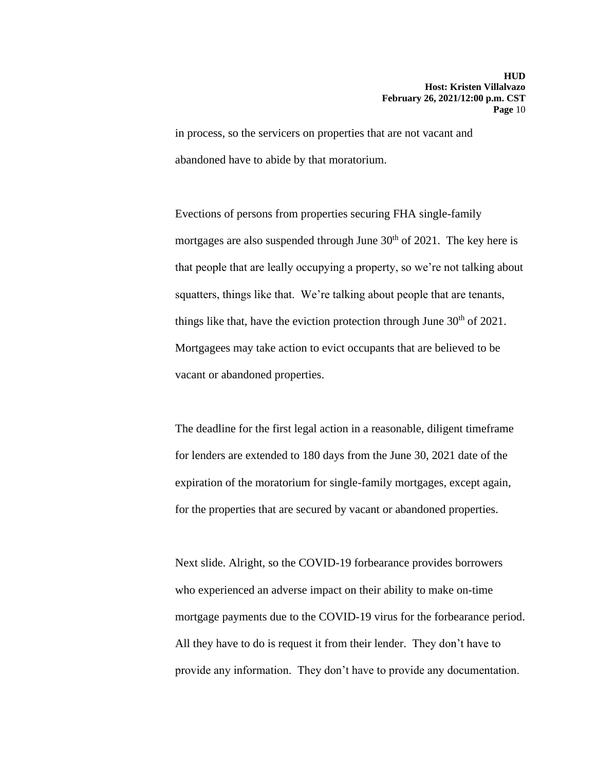in process, so the servicers on properties that are not vacant and abandoned have to abide by that moratorium.

Evections of persons from properties securing FHA single-family mortgages are also suspended through June 30th of 2021. The key here is that people that are leally occupying a property, so we're not talking about squatters, things like that. We're talking about people that are tenants, things like that, have the eviction protection through June 30th of 2021. Mortgagees may take action to evict occupants that are believed to be vacant or abandoned properties.

The deadline for the first legal action in a reasonable, diligent timeframe for lenders are extended to 180 days from the June 30, 2021 date of the expiration of the moratorium for single-family mortgages, except again, for the properties that are secured by vacant or abandoned properties.

Next slide. Alright, so the COVID-19 forbearance provides borrowers who experienced an adverse impact on their ability to make on-time mortgage payments due to the COVID-19 virus for the forbearance period. All they have to do is request it from their lender. They don't have to provide any information. They don't have to provide any documentation.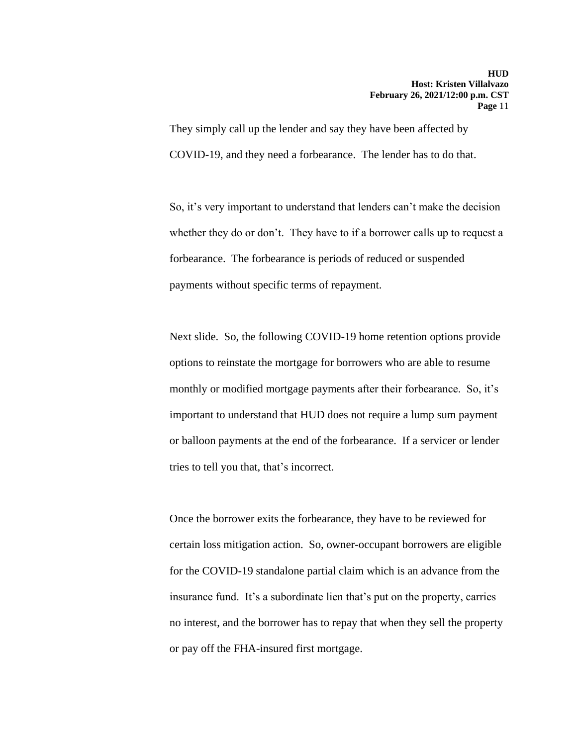They simply call up the lender and say they have been affected by COVID-19, and they need a forbearance. The lender has to do that.

So, it's very important to understand that lenders can't make the decision whether they do or don't. They have to if a borrower calls up to request a forbearance. The forbearance is periods of reduced or suspended payments without specific terms of repayment.

Next slide. So, the following COVID-19 home retention options provide options to reinstate the mortgage for borrowers who are able to resume monthly or modified mortgage payments after their forbearance. So, it's important to understand that HUD does not require a lump sum payment or balloon payments at the end of the forbearance. If a servicer or lender tries to tell you that, that's incorrect.

Once the borrower exits the forbearance, they have to be reviewed for certain loss mitigation action. So, owner-occupant borrowers are eligible for the COVID-19 standalone partial claim which is an advance from the insurance fund. It's a subordinate lien that's put on the property, carries no interest, and the borrower has to repay that when they sell the property or pay off the FHA-insured first mortgage.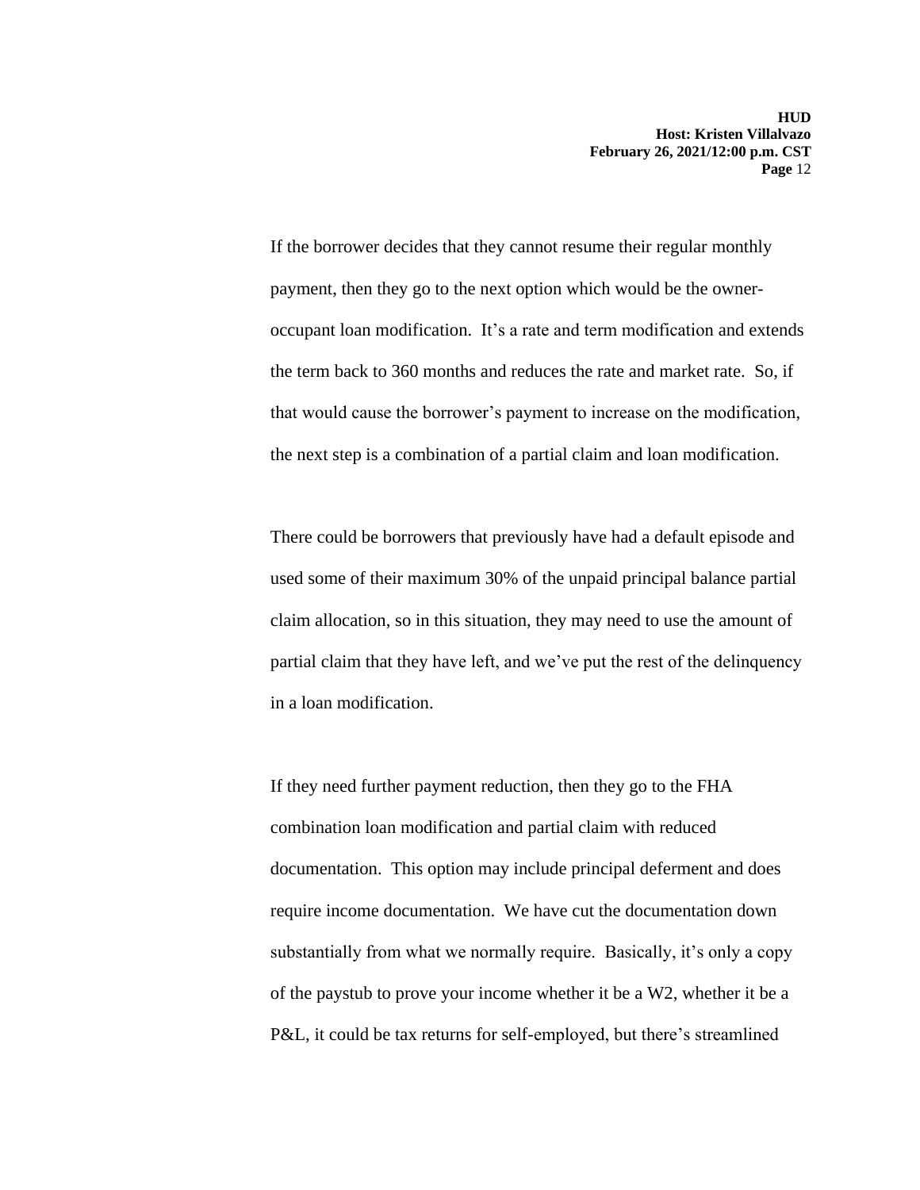If the borrower decides that they cannot resume their regular monthly payment, then they go to the next option which would be the owner-occupant loan modification. It's a rate and term modification and extends the term back to 360 months and reduces the rate and market rate. So, if that would cause the borrower's payment to increase on the modification, the next step is a combination of a partial claim and loan modification.

There could be borrowers that previously have had a default episode and used some of their maximum 30% of the unpaid principal balance partial claim allocation, so in this situation, they may need to use the amount of partial claim that they have left, and we've put the rest of the delinquency in a loan modification.

If they need further payment reduction, then they go to the FHA combination loan modification and partial claim with reduced documentation. This option may include principal deferment and does require income documentation. We have cut the documentation down substantially from what we normally require. Basically, it's only a copy of the paystub to prove your income whether it be a W2, whether it be a P&L, it could be tax returns for self-employed, but there's streamlined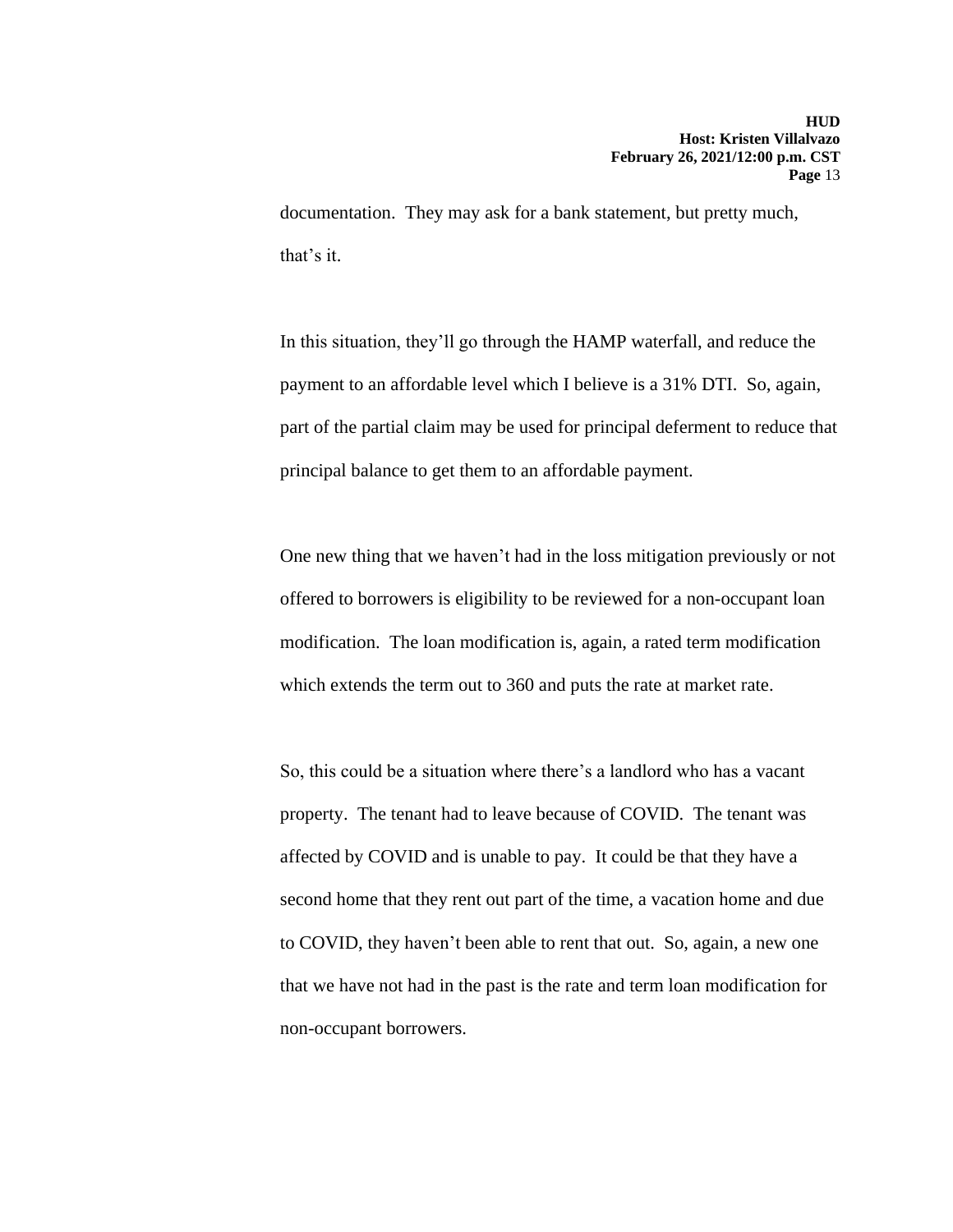documentation. They may ask for a bank statement, but pretty much, that's it.

In this situation, they'll go through the HAMP waterfall, and reduce the payment to an affordable level which I believe is a 31% DTI. So, again, part of the partial claim may be used for principal deferment to reduce that principal balance to get them to an affordable payment.

One new thing that we haven't had in the loss mitigation previously or not offered to borrowers is eligibility to be reviewed for a non-occupant loan modification. The loan modification is, again, a rated term modification which extends the term out to 360 and puts the rate at market rate.

So, this could be a situation where there's a landlord who has a vacant property. The tenant had to leave because of COVID. The tenant was affected by COVID and is unable to pay. It could be that they have a second home that they rent out part of the time, a vacation home and due to COVID, they haven't been able to rent that out. So, again, a new one that we have not had in the past is the rate and term loan modification for non-occupant borrowers.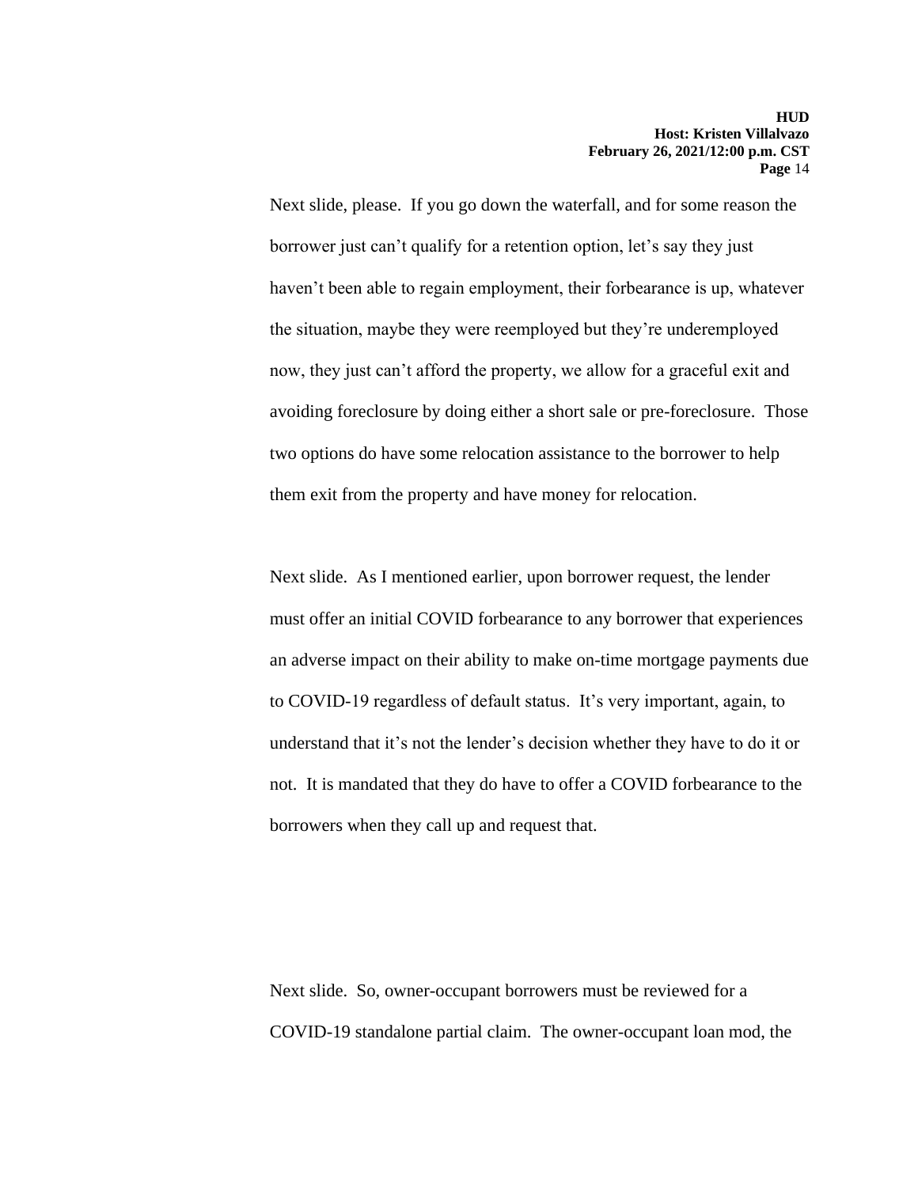Next slide, please. If you go down the waterfall, and for some reason the borrower just can't qualify for a retention option, let's say they just haven't been able to regain employment, their forbearance is up, whatever the situation, maybe they were reemployed but they're underemployed now, they just can't afford the property, we allow for a graceful exit and avoiding foreclosure by doing either a short sale or pre-foreclosure. Those two options do have some relocation assistance to the borrower to help them exit from the property and have money for relocation.

Next slide. As I mentioned earlier, upon borrower request, the lender must offer an initial COVID forbearance to any borrower that experiences an adverse impact on their ability to make on-time mortgage payments due to COVID-19 regardless of default status. It's very important, again, to understand that it's not the lender's decision whether they have to do it or not. It is mandated that they do have to offer a COVID forbearance to the borrowers when they call up and request that.

Next slide. So, owner-occupant borrowers must be reviewed for a COVID-19 standalone partial claim. The owner-occupant loan mod, the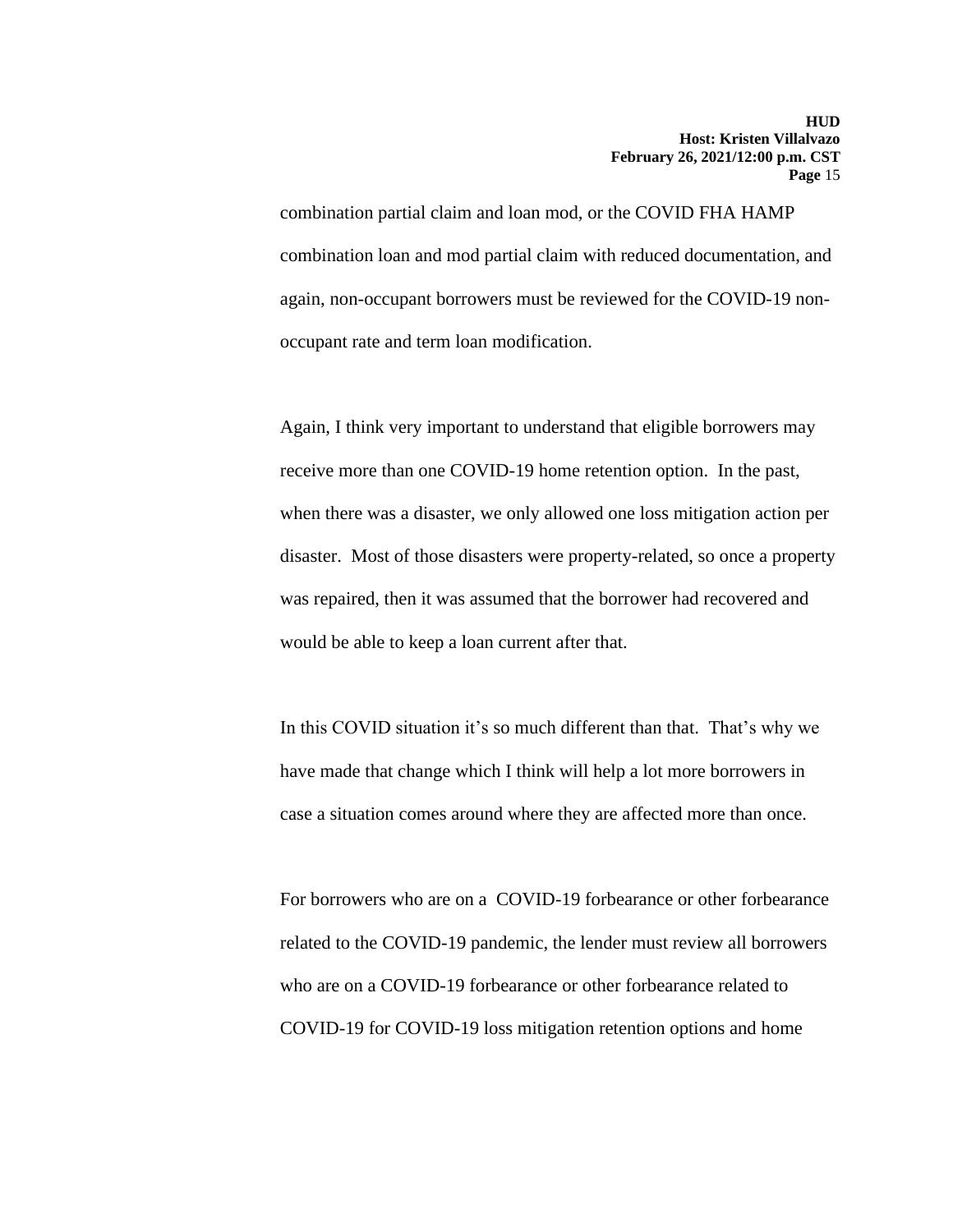combination partial claim and loan mod, or the COVID FHA HAMP combination loan and mod partial claim with reduced documentation, and again, non-occupant borrowers must be reviewed for the COVID-19 non-occupant rate and term loan modification.

Again, I think very important to understand that eligible borrowers may receive more than one COVID-19 home retention option. In the past, when there was a disaster, we only allowed one loss mitigation action per disaster. Most of those disasters were property-related, so once a property was repaired, then it was assumed that the borrower had recovered and would be able to keep a loan current after that.

In this COVID situation it's so much different than that. That's why we have made that change which I think will help a lot more borrowers in case a situation comes around where they are affected more than once.

For borrowers who are on a COVID-19 forbearance or other forbearance related to the COVID-19 pandemic, the lender must review all borrowers who are on a COVID-19 forbearance or other forbearance related to COVID-19 for COVID-19 loss mitigation retention options and home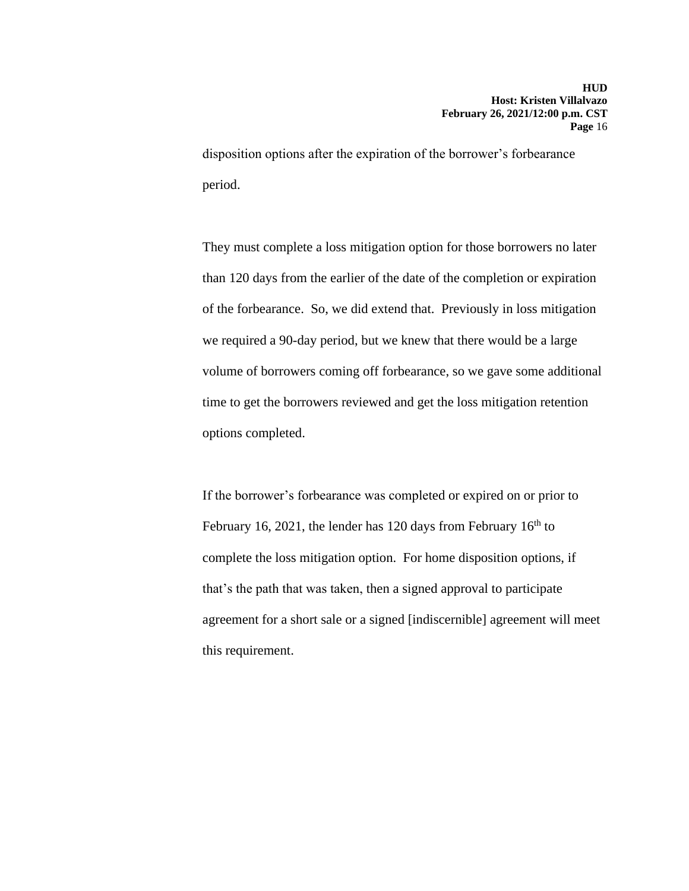disposition options after the expiration of the borrower's forbearance period.

They must complete a loss mitigation option for those borrowers no later than 120 days from the earlier of the date of the completion or expiration of the forbearance. So, we did extend that. Previously in loss mitigation we required a 90-day period, but we knew that there would be a large volume of borrowers coming off forbearance, so we gave some additional time to get the borrowers reviewed and get the loss mitigation retention options completed.

If the borrower's forbearance was completed or expired on or prior to February 16, 2021, the lender has 120 days from February 16th to complete the loss mitigation option. For home disposition options, if that's the path that was taken, then a signed approval to participate agreement for a short sale or a signed [indiscernible] agreement will meet this requirement.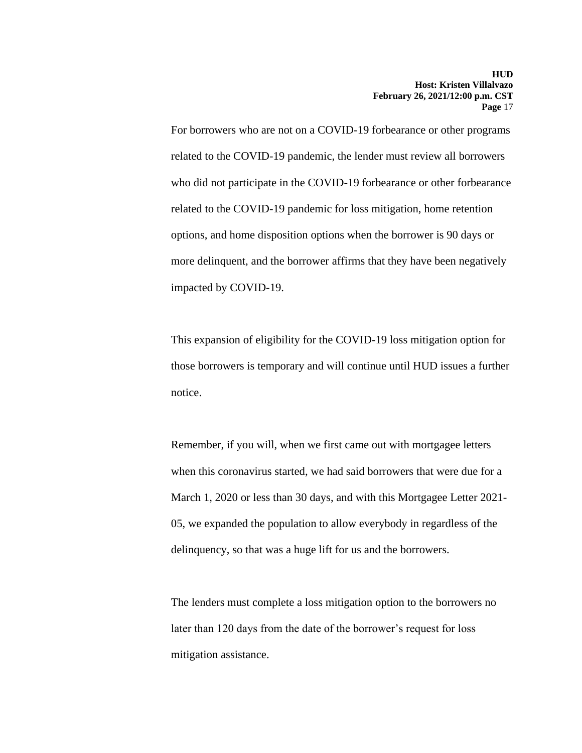For borrowers who are not on a COVID-19 forbearance or other programs related to the COVID-19 pandemic, the lender must review all borrowers who did not participate in the COVID-19 forbearance or other forbearance related to the COVID-19 pandemic for loss mitigation, home retention options, and home disposition options when the borrower is 90 days or more delinquent, and the borrower affirms that they have been negatively impacted by COVID-19.

This expansion of eligibility for the COVID-19 loss mitigation option for those borrowers is temporary and will continue until HUD issues a further notice.

Remember, if you will, when we first came out with mortgagee letters when this coronavirus started, we had said borrowers that were due for a March 1, 2020 or less than 30 days, and with this Mortgagee Letter 2021-05, we expanded the population to allow everybody in regardless of the delinquency, so that was a huge lift for us and the borrowers.

The lenders must complete a loss mitigation option to the borrowers no later than 120 days from the date of the borrower's request for loss mitigation assistance.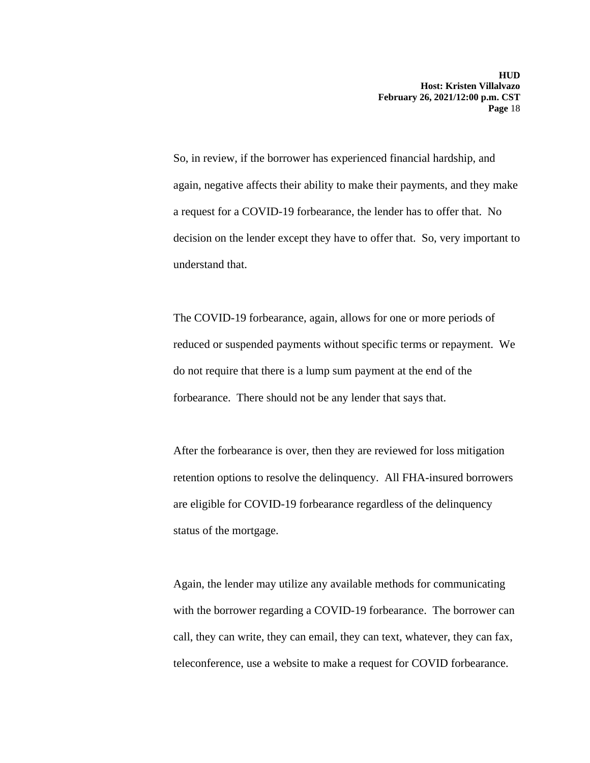So, in review, if the borrower has experienced financial hardship, and again, negative affects their ability to make their payments, and they make a request for a COVID-19 forbearance, the lender has to offer that. No decision on the lender except they have to offer that. So, very important to understand that.

The COVID-19 forbearance, again, allows for one or more periods of reduced or suspended payments without specific terms or repayment. We do not require that there is a lump sum payment at the end of the forbearance. There should not be any lender that says that.

After the forbearance is over, then they are reviewed for loss mitigation retention options to resolve the delinquency. All FHA-insured borrowers are eligible for COVID-19 forbearance regardless of the delinquency status of the mortgage.

Again, the lender may utilize any available methods for communicating with the borrower regarding a COVID-19 forbearance. The borrower can call, they can write, they can email, they can text, whatever, they can fax, teleconference, use a website to make a request for COVID forbearance.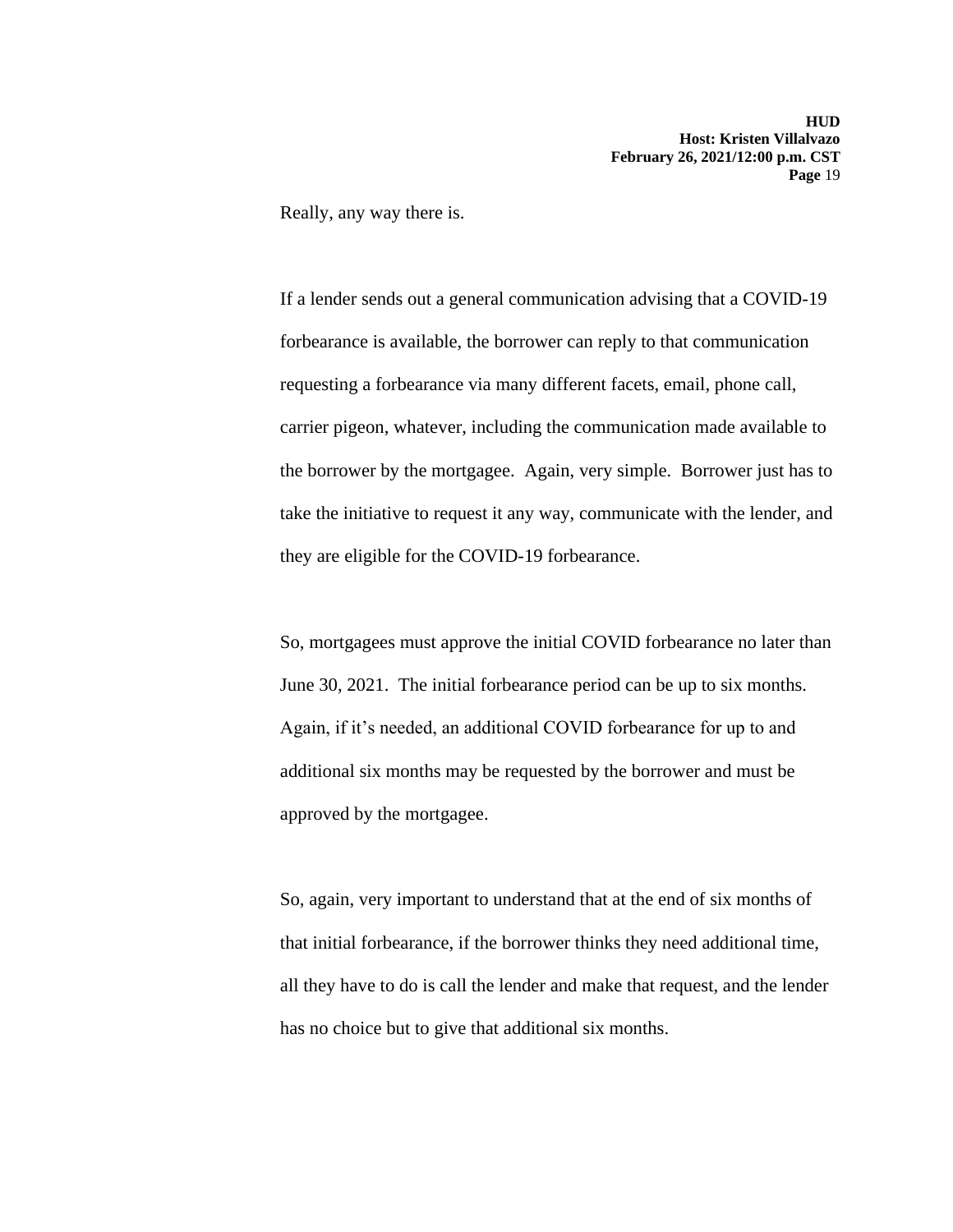Really, any way there is.

If a lender sends out a general communication advising that a COVID-19 forbearance is available, the borrower can reply to that communication requesting a forbearance via many different facets, email, phone call, carrier pigeon, whatever, including the communication made available to the borrower by the mortgagee. Again, very simple. Borrower just has to take the initiative to request it any way, communicate with the lender, and they are eligible for the COVID-19 forbearance.

So, mortgagees must approve the initial COVID forbearance no later than June 30, 2021. The initial forbearance period can be up to six months. Again, if it's needed, an additional COVID forbearance for up to and additional six months may be requested by the borrower and must be approved by the mortgagee.

So, again, very important to understand that at the end of six months of that initial forbearance, if the borrower thinks they need additional time, all they have to do is call the lender and make that request, and the lender has no choice but to give that additional six months.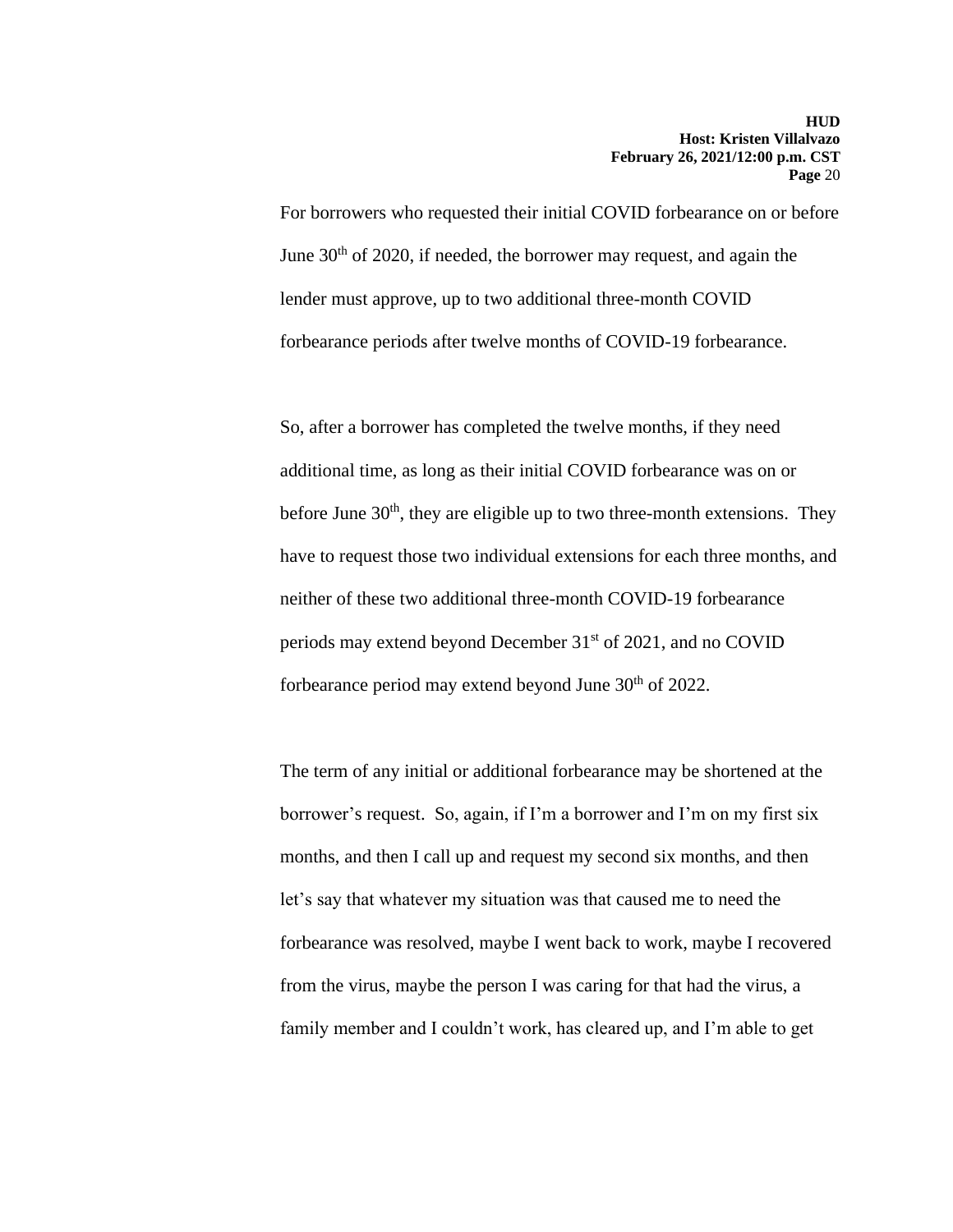For borrowers who requested their initial COVID forbearance on or before June 30th of 2020, if needed, the borrower may request, and again the lender must approve, up to two additional three-month COVID forbearance periods after twelve months of COVID-19 forbearance.

So, after a borrower has completed the twelve months, if they need additional time, as long as their initial COVID forbearance was on or before June 30th, they are eligible up to two three-month extensions. They have to request those two individual extensions for each three months, and neither of these two additional three-month COVID-19 forbearance periods may extend beyond December 31st of 2021, and no COVID forbearance period may extend beyond June 30th of 2022.

The term of any initial or additional forbearance may be shortened at the borrower's request. So, again, if I'm a borrower and I'm on my first six months, and then I call up and request my second six months, and then let's say that whatever my situation was that caused me to need the forbearance was resolved, maybe I went back to work, maybe I recovered from the virus, maybe the person I was caring for that had the virus, a family member and I couldn't work, has cleared up, and I'm able to get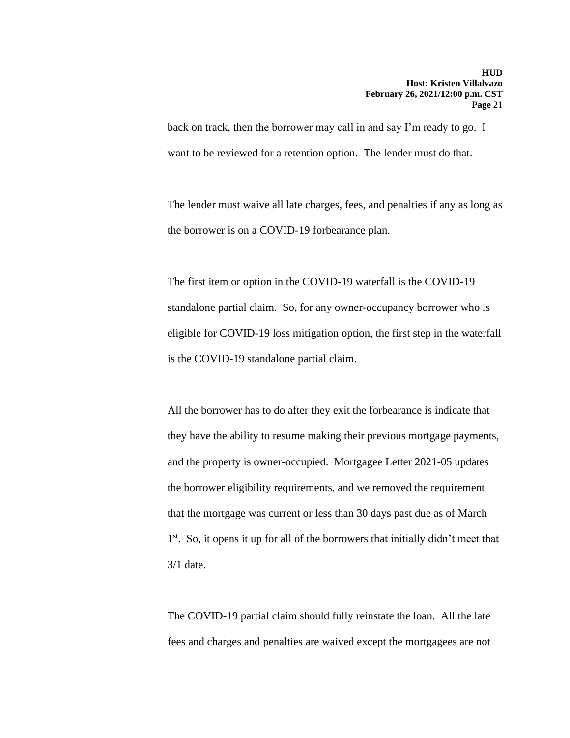back on track, then the borrower may call in and say I'm ready to go. I want to be reviewed for a retention option. The lender must do that.

The lender must waive all late charges, fees, and penalties if any as long as the borrower is on a COVID-19 forbearance plan.

The first item or option in the COVID-19 waterfall is the COVID-19 standalone partial claim. So, for any owner-occupancy borrower who is eligible for COVID-19 loss mitigation option, the first step in the waterfall is the COVID-19 standalone partial claim.

All the borrower has to do after they exit the forbearance is indicate that they have the ability to resume making their previous mortgage payments, and the property is owner-occupied. Mortgagee Letter 2021-05 updates the borrower eligibility requirements, and we removed the requirement that the mortgage was current or less than 30 days past due as of March 1st. So, it opens it up for all of the borrowers that initially didn't meet that 3/1 date.

The COVID-19 partial claim should fully reinstate the loan. All the late fees and charges and penalties are waived except the mortgagees are not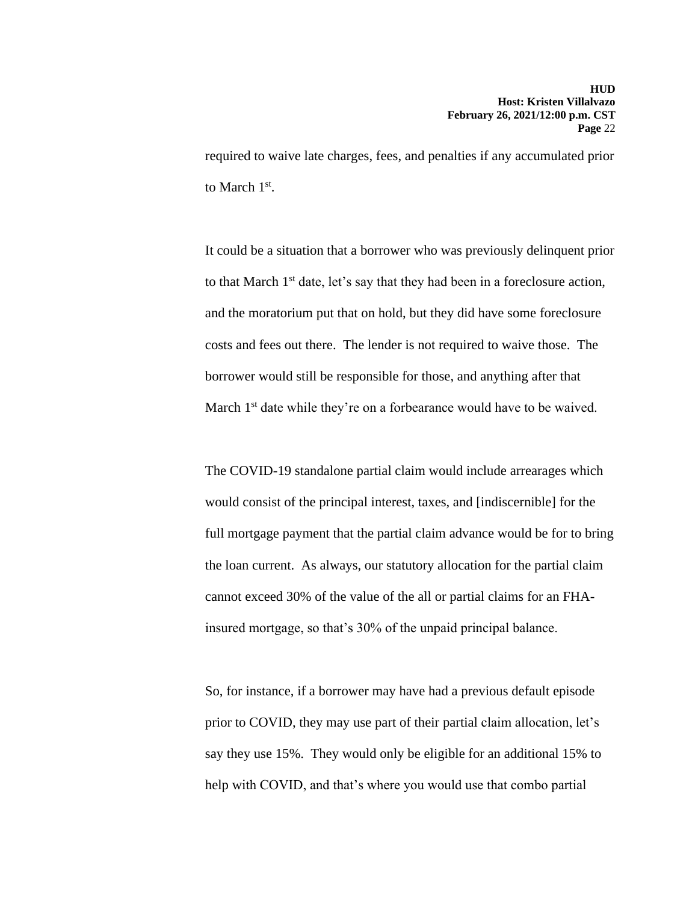required to waive late charges, fees, and penalties if any accumulated prior to March 1st.

It could be a situation that a borrower who was previously delinquent prior to that March 1st date, let's say that they had been in a foreclosure action, and the moratorium put that on hold, but they did have some foreclosure costs and fees out there. The lender is not required to waive those. The borrower would still be responsible for those, and anything after that March 1st date while they're on a forbearance would have to be waived.

The COVID-19 standalone partial claim would include arrearages which would consist of the principal interest, taxes, and [indiscernible] for the full mortgage payment that the partial claim advance would be for to bring the loan current. As always, our statutory allocation for the partial claim cannot exceed 30% of the value of the all or partial claims for an FHA-insured mortgage, so that's 30% of the unpaid principal balance.

So, for instance, if a borrower may have had a previous default episode prior to COVID, they may use part of their partial claim allocation, let's say they use 15%. They would only be eligible for an additional 15% to help with COVID, and that's where you would use that combo partial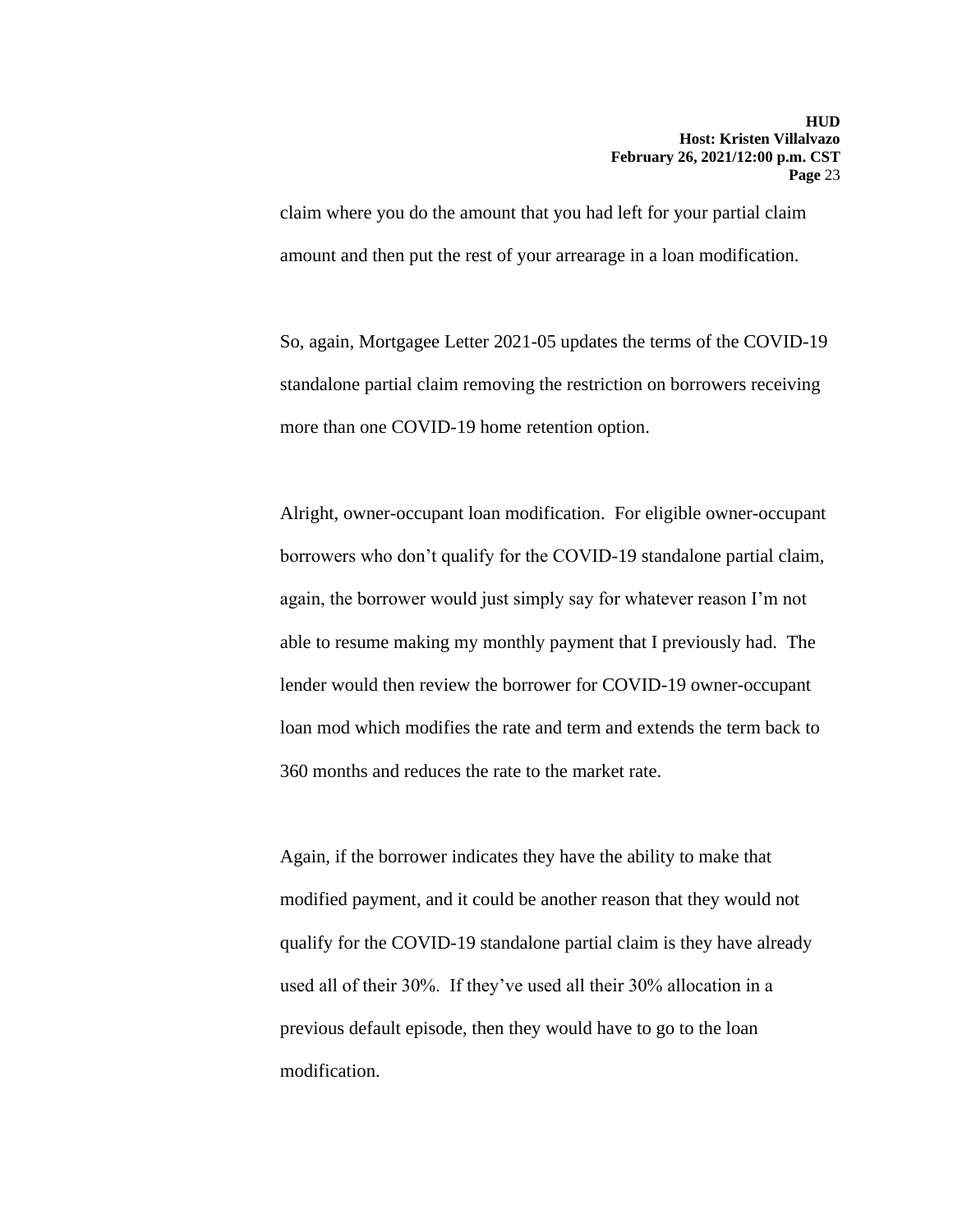claim where you do the amount that you had left for your partial claim amount and then put the rest of your arrearage in a loan modification.

So, again, Mortgagee Letter 2021-05 updates the terms of the COVID-19 standalone partial claim removing the restriction on borrowers receiving more than one COVID-19 home retention option.

Alright, owner-occupant loan modification. For eligible owner-occupant borrowers who don't qualify for the COVID-19 standalone partial claim, again, the borrower would just simply say for whatever reason I'm not able to resume making my monthly payment that I previously had. The lender would then review the borrower for COVID-19 owner-occupant loan mod which modifies the rate and term and extends the term back to 360 months and reduces the rate to the market rate.

Again, if the borrower indicates they have the ability to make that modified payment, and it could be another reason that they would not qualify for the COVID-19 standalone partial claim is they have already used all of their 30%. If they've used all their 30% allocation in a previous default episode, then they would have to go to the loan modification.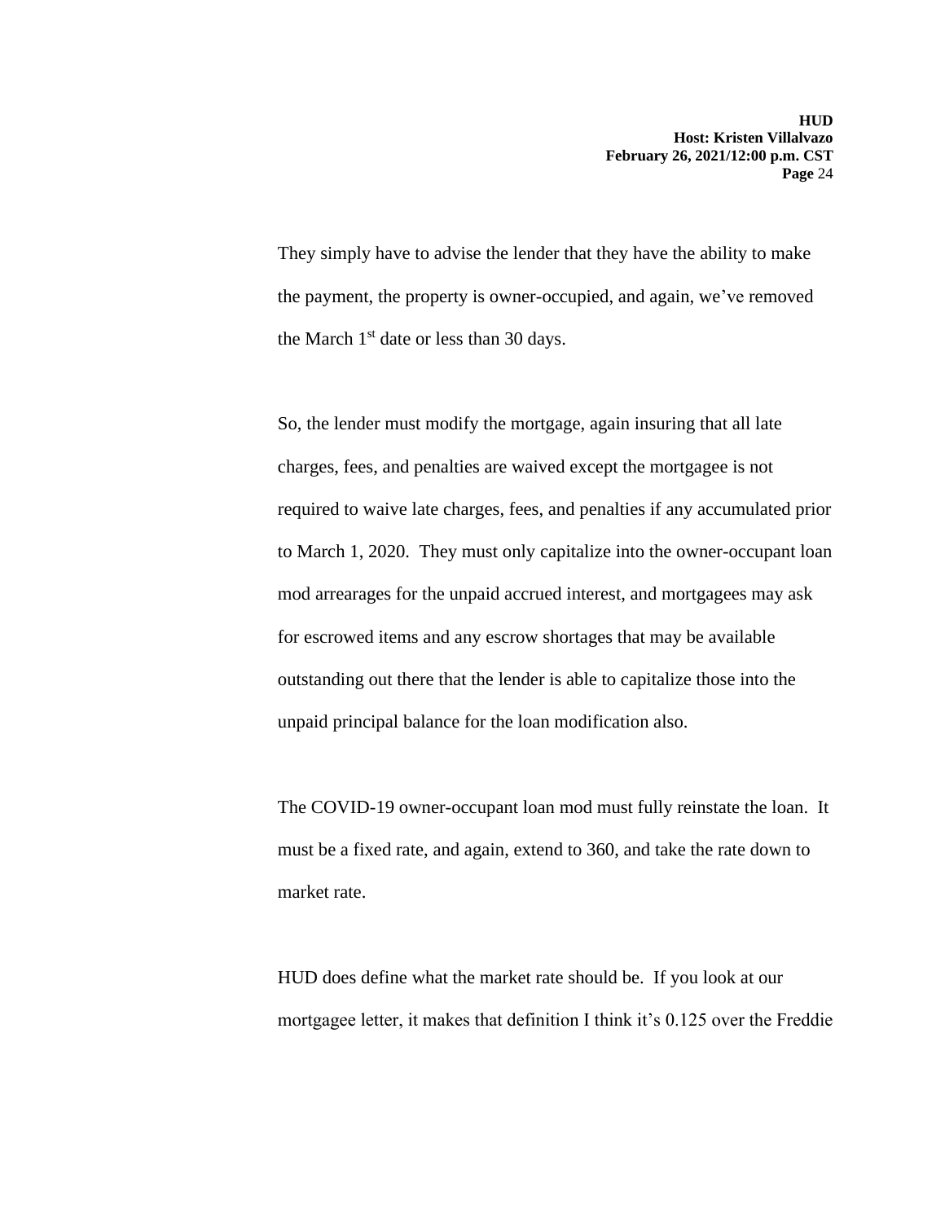They simply have to advise the lender that they have the ability to make the payment, the property is owner-occupied, and again, we've removed the March 1st date or less than 30 days.

So, the lender must modify the mortgage, again insuring that all late charges, fees, and penalties are waived except the mortgagee is not required to waive late charges, fees, and penalties if any accumulated prior to March 1, 2020. They must only capitalize into the owner-occupant loan mod arrearages for the unpaid accrued interest, and mortgagees may ask for escrowed items and any escrow shortages that may be available outstanding out there that the lender is able to capitalize those into the unpaid principal balance for the loan modification also.

The COVID-19 owner-occupant loan mod must fully reinstate the loan. It must be a fixed rate, and again, extend to 360, and take the rate down to market rate.

HUD does define what the market rate should be. If you look at our mortgagee letter, it makes that definition I think it's 0.125 over the Freddie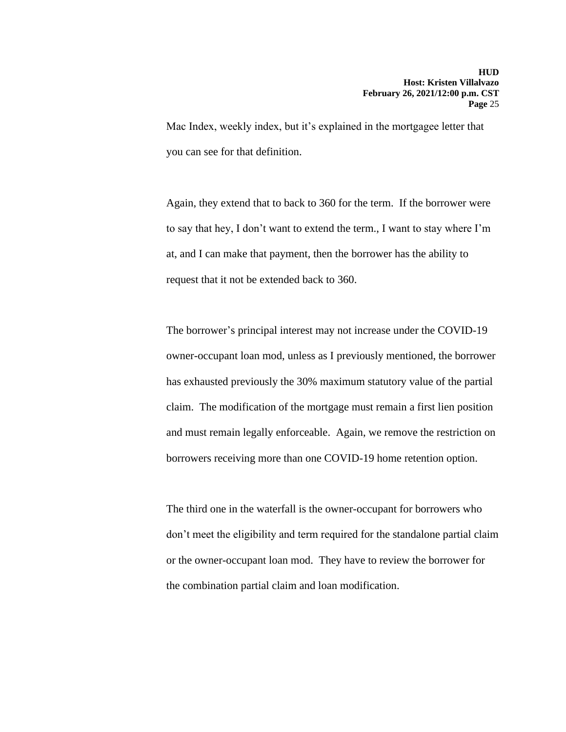Mac Index, weekly index, but it's explained in the mortgagee letter that you can see for that definition.

Again, they extend that to back to 360 for the term. If the borrower were to say that hey, I don't want to extend the term., I want to stay where I'm at, and I can make that payment, then the borrower has the ability to request that it not be extended back to 360.

The borrower's principal interest may not increase under the COVID-19 owner-occupant loan mod, unless as I previously mentioned, the borrower has exhausted previously the 30% maximum statutory value of the partial claim. The modification of the mortgage must remain a first lien position and must remain legally enforceable. Again, we remove the restriction on borrowers receiving more than one COVID-19 home retention option.

The third one in the waterfall is the owner-occupant for borrowers who don't meet the eligibility and term required for the standalone partial claim or the owner-occupant loan mod. They have to review the borrower for the combination partial claim and loan modification.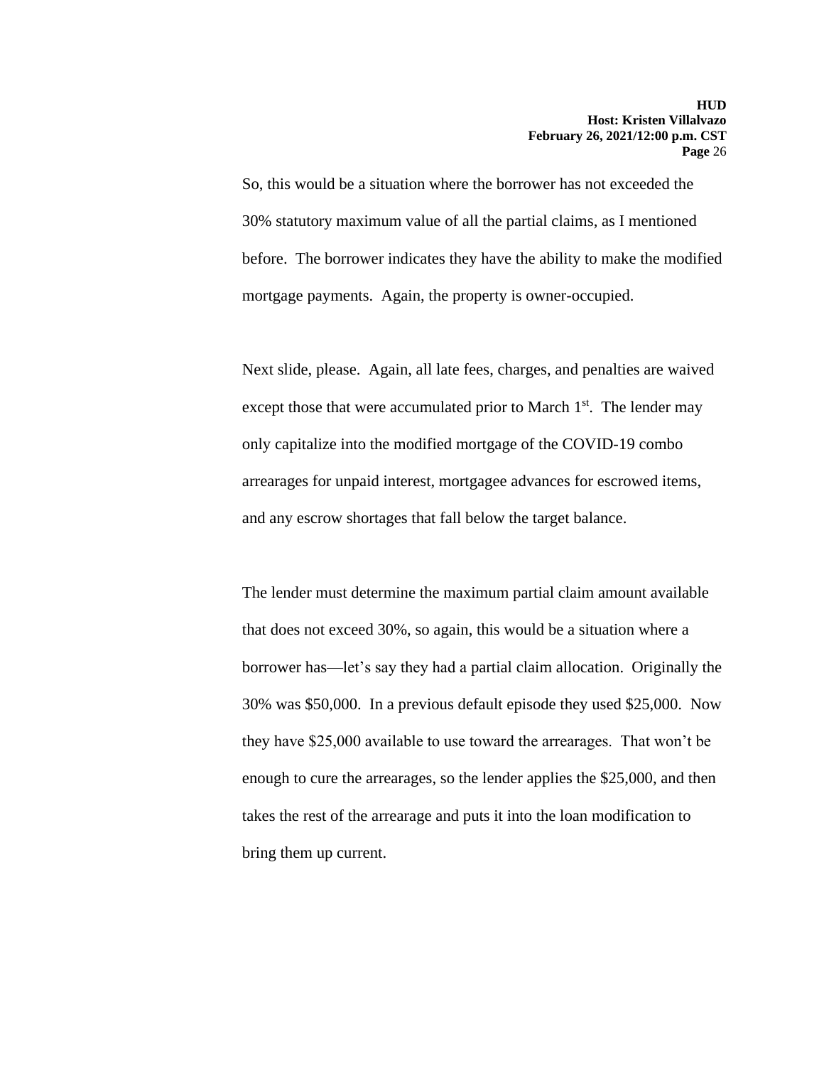So, this would be a situation where the borrower has not exceeded the 30% statutory maximum value of all the partial claims, as I mentioned before. The borrower indicates they have the ability to make the modified mortgage payments. Again, the property is owner-occupied.

Next slide, please. Again, all late fees, charges, and penalties are waived except those that were accumulated prior to March 1st. The lender may only capitalize into the modified mortgage of the COVID-19 combo arrearages for unpaid interest, mortgagee advances for escrowed items, and any escrow shortages that fall below the target balance.

The lender must determine the maximum partial claim amount available that does not exceed 30%, so again, this would be a situation where a borrower has—let's say they had a partial claim allocation. Originally the 30% was $50,000. In a previous default episode they used $25,000. Now they have $25,000 available to use toward the arrearages. That won't be enough to cure the arrearages, so the lender applies the $25,000, and then takes the rest of the arrearage and puts it into the loan modification to bring them up current.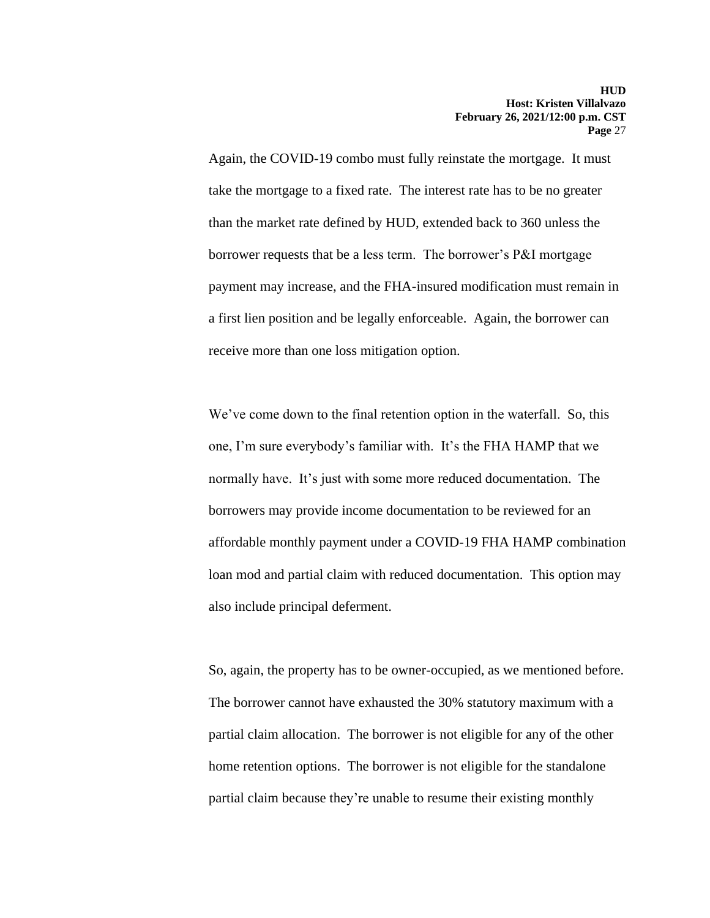Again, the COVID-19 combo must fully reinstate the mortgage. It must take the mortgage to a fixed rate. The interest rate has to be no greater than the market rate defined by HUD, extended back to 360 unless the borrower requests that be a less term. The borrower's P&I mortgage payment may increase, and the FHA-insured modification must remain in a first lien position and be legally enforceable. Again, the borrower can receive more than one loss mitigation option.

We've come down to the final retention option in the waterfall. So, this one, I'm sure everybody's familiar with. It's the FHA HAMP that we normally have. It's just with some more reduced documentation. The borrowers may provide income documentation to be reviewed for an affordable monthly payment under a COVID-19 FHA HAMP combination loan mod and partial claim with reduced documentation. This option may also include principal deferment.

So, again, the property has to be owner-occupied, as we mentioned before. The borrower cannot have exhausted the 30% statutory maximum with a partial claim allocation. The borrower is not eligible for any of the other home retention options. The borrower is not eligible for the standalone partial claim because they're unable to resume their existing monthly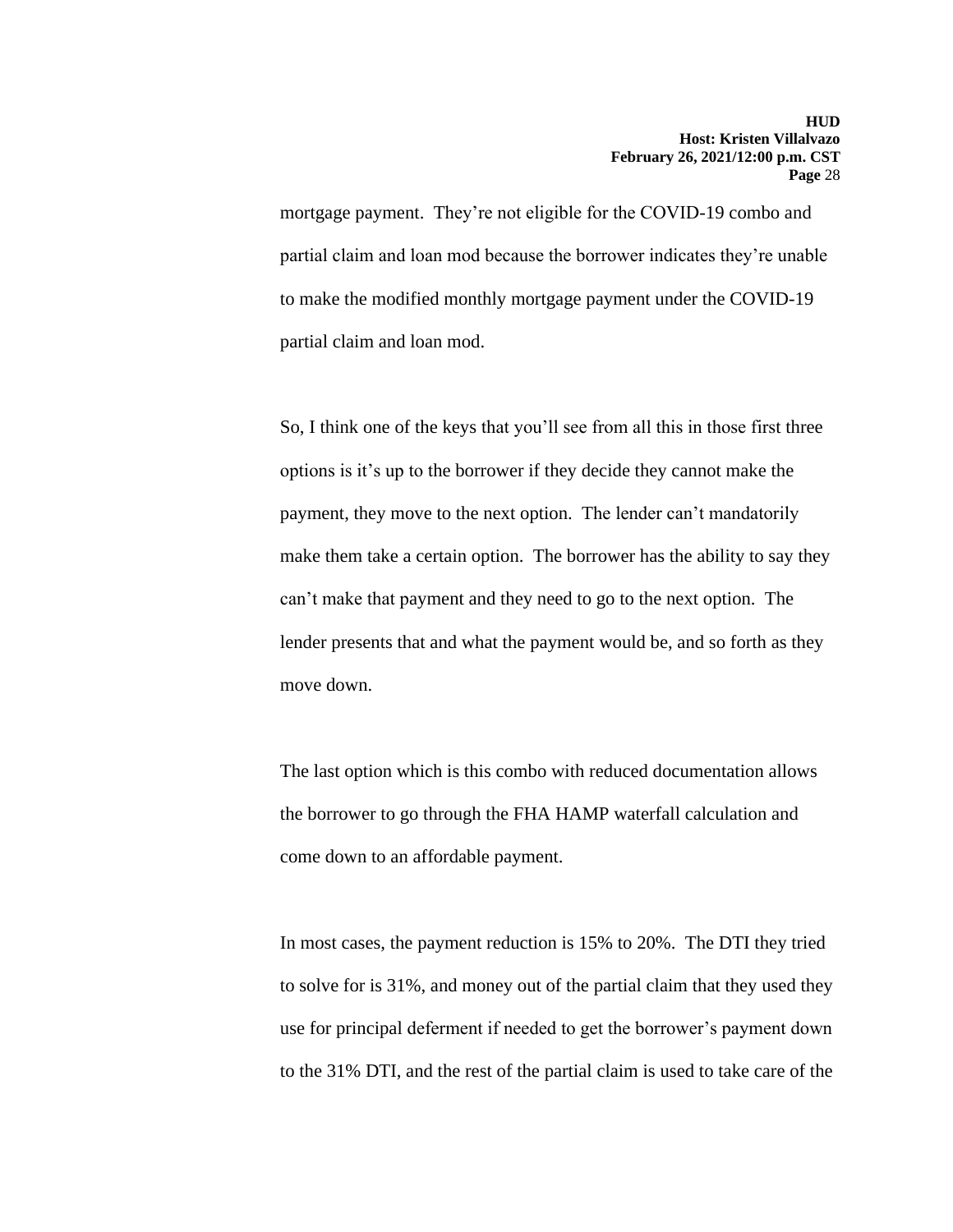mortgage payment. They're not eligible for the COVID-19 combo and partial claim and loan mod because the borrower indicates they're unable to make the modified monthly mortgage payment under the COVID-19 partial claim and loan mod.

So, I think one of the keys that you'll see from all this in those first three options is it's up to the borrower if they decide they cannot make the payment, they move to the next option. The lender can't mandatorily make them take a certain option. The borrower has the ability to say they can't make that payment and they need to go to the next option. The lender presents that and what the payment would be, and so forth as they move down.

The last option which is this combo with reduced documentation allows the borrower to go through the FHA HAMP waterfall calculation and come down to an affordable payment.

In most cases, the payment reduction is 15% to 20%. The DTI they tried to solve for is 31%, and money out of the partial claim that they used they use for principal deferment if needed to get the borrower's payment down to the 31% DTI, and the rest of the partial claim is used to take care of the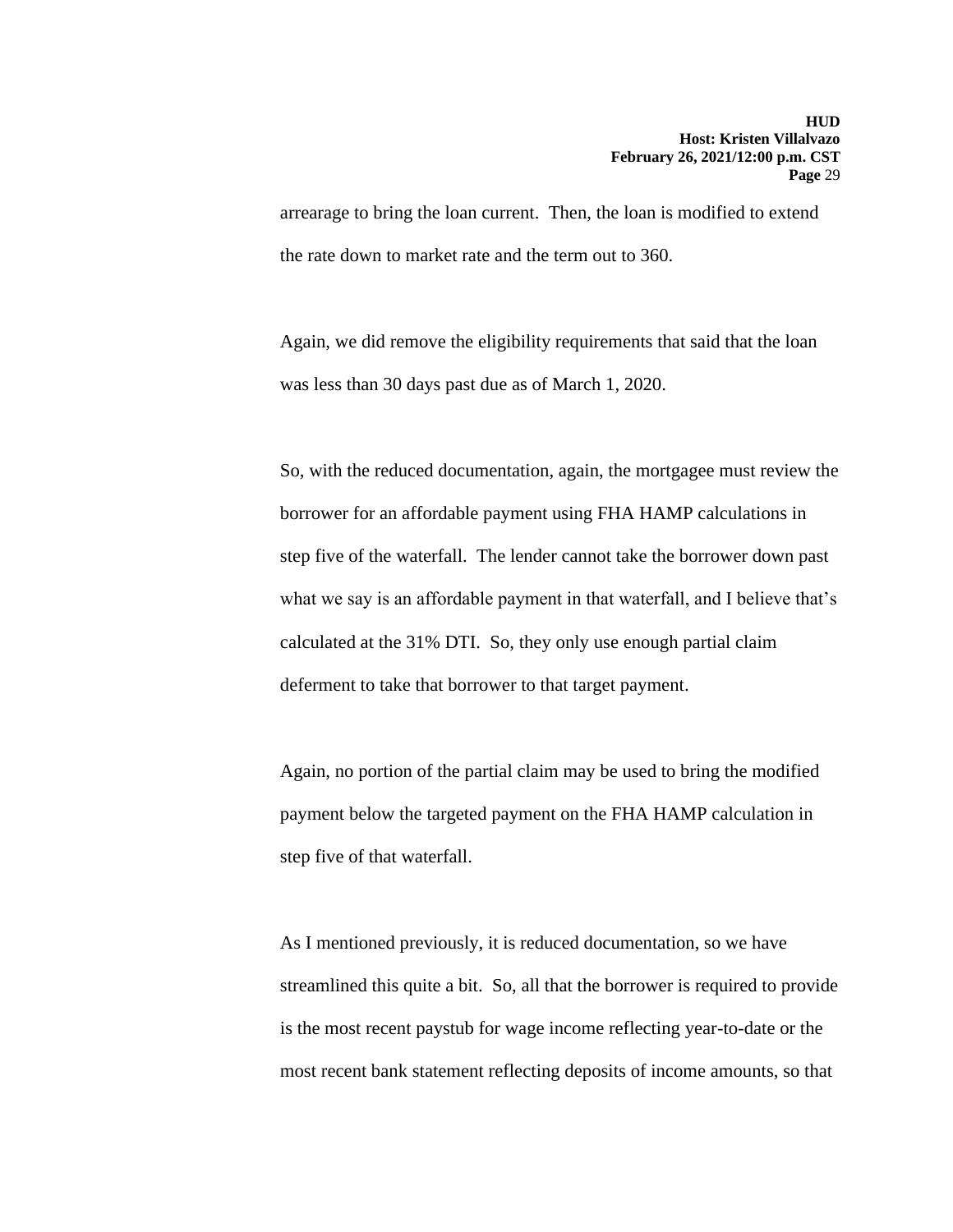arrearage to bring the loan current. Then, the loan is modified to extend the rate down to market rate and the term out to 360.

Again, we did remove the eligibility requirements that said that the loan was less than 30 days past due as of March 1, 2020.

So, with the reduced documentation, again, the mortgagee must review the borrower for an affordable payment using FHA HAMP calculations in step five of the waterfall. The lender cannot take the borrower down past what we say is an affordable payment in that waterfall, and I believe that's calculated at the 31% DTI. So, they only use enough partial claim deferment to take that borrower to that target payment.

Again, no portion of the partial claim may be used to bring the modified payment below the targeted payment on the FHA HAMP calculation in step five of that waterfall.

As I mentioned previously, it is reduced documentation, so we have streamlined this quite a bit. So, all that the borrower is required to provide is the most recent paystub for wage income reflecting year-to-date or the most recent bank statement reflecting deposits of income amounts, so that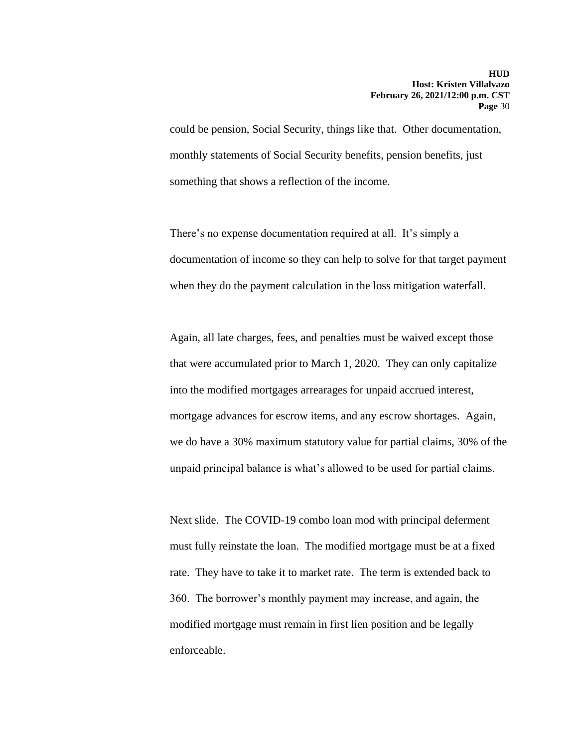could be pension, Social Security, things like that. Other documentation, monthly statements of Social Security benefits, pension benefits, just something that shows a reflection of the income.

There's no expense documentation required at all. It's simply a documentation of income so they can help to solve for that target payment when they do the payment calculation in the loss mitigation waterfall.

Again, all late charges, fees, and penalties must be waived except those that were accumulated prior to March 1, 2020. They can only capitalize into the modified mortgages arrearages for unpaid accrued interest, mortgage advances for escrow items, and any escrow shortages. Again, we do have a 30% maximum statutory value for partial claims, 30% of the unpaid principal balance is what's allowed to be used for partial claims.

Next slide. The COVID-19 combo loan mod with principal deferment must fully reinstate the loan. The modified mortgage must be at a fixed rate. They have to take it to market rate. The term is extended back to 360. The borrower's monthly payment may increase, and again, the modified mortgage must remain in first lien position and be legally enforceable.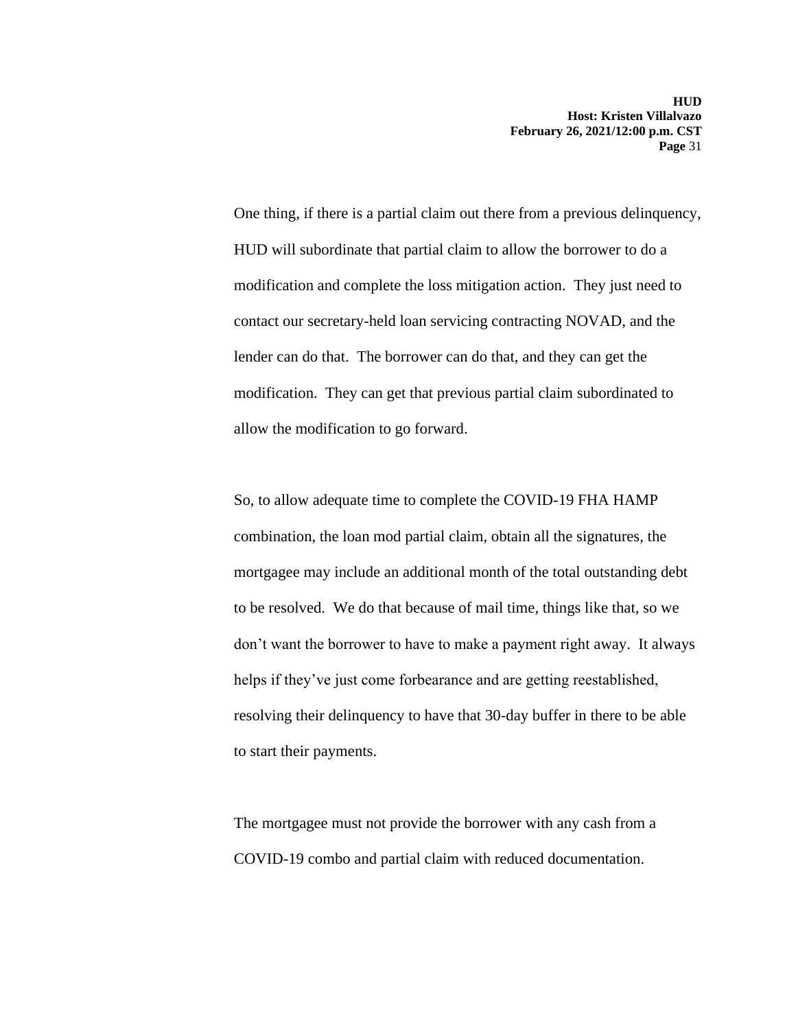One thing, if there is a partial claim out there from a previous delinquency, HUD will subordinate that partial claim to allow the borrower to do a modification and complete the loss mitigation action. They just need to contact our secretary-held loan servicing contracting NOVAD, and the lender can do that. The borrower can do that, and they can get the modification. They can get that previous partial claim subordinated to allow the modification to go forward.

So, to allow adequate time to complete the COVID-19 FHA HAMP combination, the loan mod partial claim, obtain all the signatures, the mortgagee may include an additional month of the total outstanding debt to be resolved. We do that because of mail time, things like that, so we don't want the borrower to have to make a payment right away. It always helps if they've just come forbearance and are getting reestablished, resolving their delinquency to have that 30-day buffer in there to be able to start their payments.

The mortgagee must not provide the borrower with any cash from a COVID-19 combo and partial claim with reduced documentation.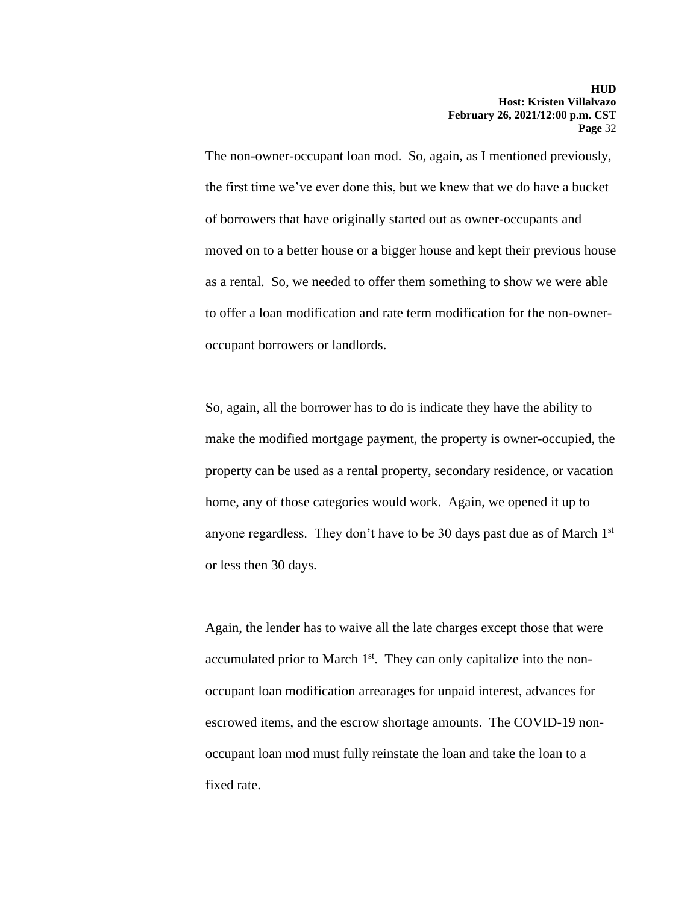The non-owner-occupant loan mod. So, again, as I mentioned previously, the first time we've ever done this, but we knew that we do have a bucket of borrowers that have originally started out as owner-occupants and moved on to a better house or a bigger house and kept their previous house as a rental. So, we needed to offer them something to show we were able to offer a loan modification and rate term modification for the non-owner-occupant borrowers or landlords.

So, again, all the borrower has to do is indicate they have the ability to make the modified mortgage payment, the property is owner-occupied, the property can be used as a rental property, secondary residence, or vacation home, any of those categories would work. Again, we opened it up to anyone regardless. They don't have to be 30 days past due as of March 1st or less then 30 days.

Again, the lender has to waive all the late charges except those that were accumulated prior to March 1st. They can only capitalize into the non-occupant loan modification arrearages for unpaid interest, advances for escrowed items, and the escrow shortage amounts. The COVID-19 non-occupant loan mod must fully reinstate the loan and take the loan to a fixed rate.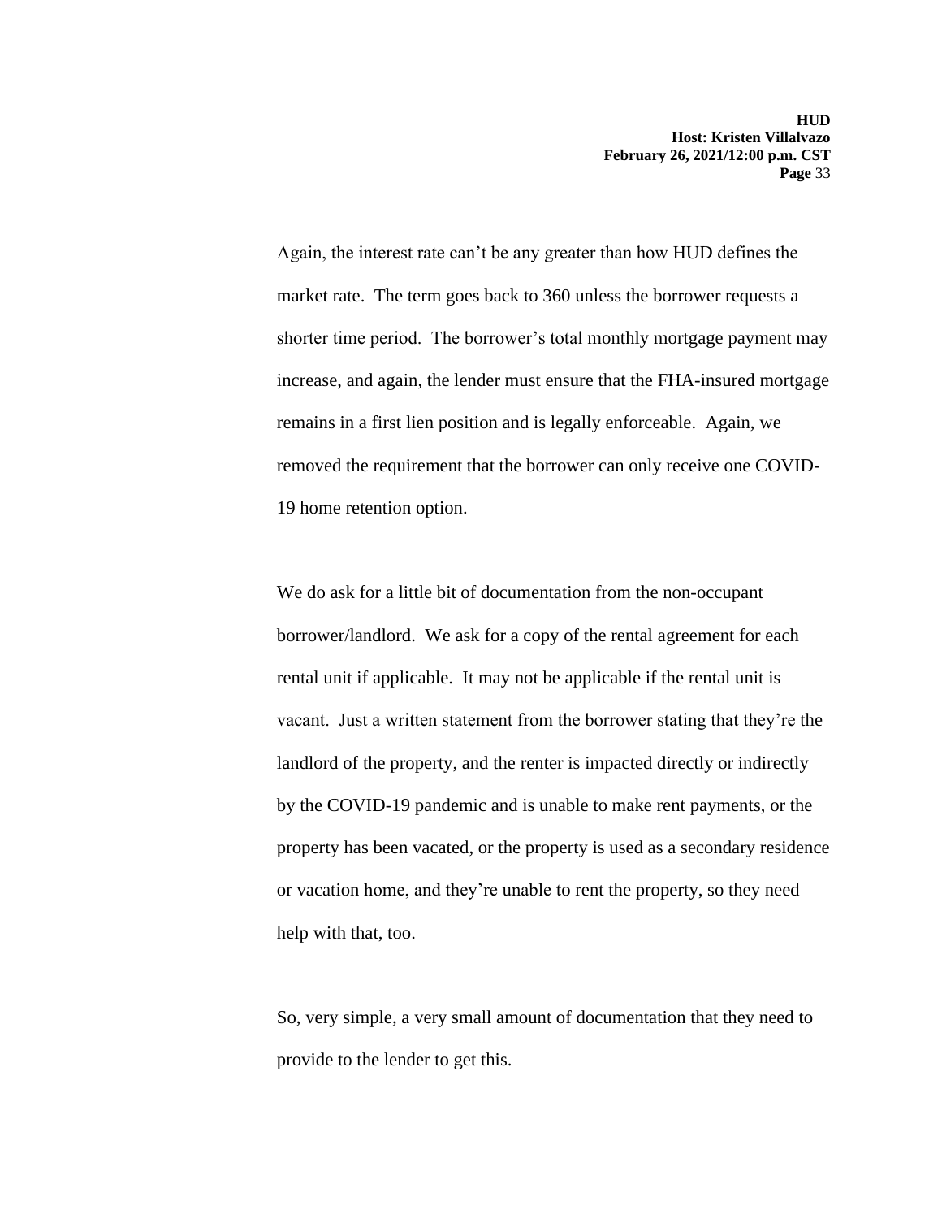Again, the interest rate can't be any greater than how HUD defines the market rate. The term goes back to 360 unless the borrower requests a shorter time period. The borrower's total monthly mortgage payment may increase, and again, the lender must ensure that the FHA-insured mortgage remains in a first lien position and is legally enforceable. Again, we removed the requirement that the borrower can only receive one COVID-19 home retention option.

We do ask for a little bit of documentation from the non-occupant borrower/landlord. We ask for a copy of the rental agreement for each rental unit if applicable. It may not be applicable if the rental unit is vacant. Just a written statement from the borrower stating that they're the landlord of the property, and the renter is impacted directly or indirectly by the COVID-19 pandemic and is unable to make rent payments, or the property has been vacated, or the property is used as a secondary residence or vacation home, and they're unable to rent the property, so they need help with that, too.

So, very simple, a very small amount of documentation that they need to provide to the lender to get this.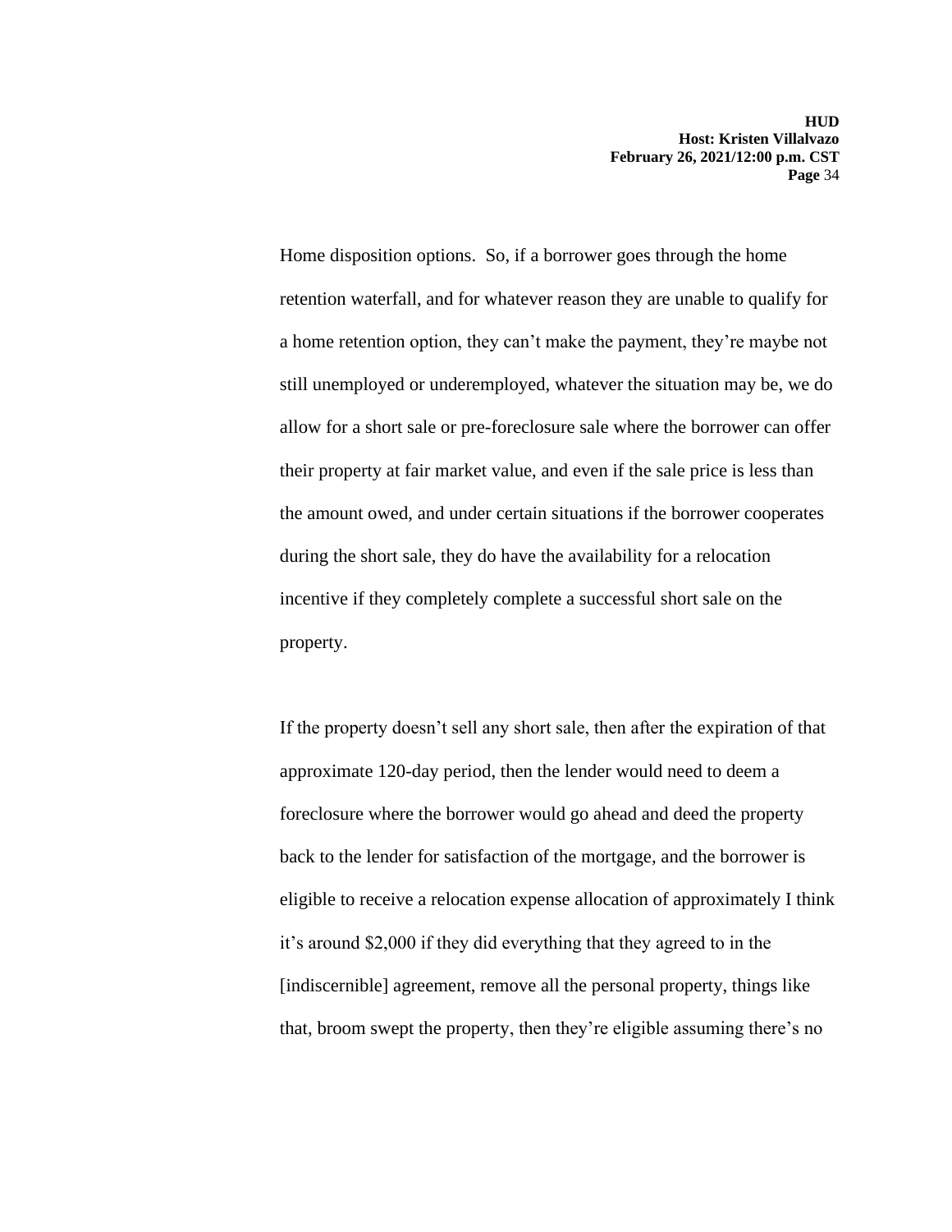Home disposition options. So, if a borrower goes through the home retention waterfall, and for whatever reason they are unable to qualify for a home retention option, they can't make the payment, they're maybe not still unemployed or underemployed, whatever the situation may be, we do allow for a short sale or pre-foreclosure sale where the borrower can offer their property at fair market value, and even if the sale price is less than the amount owed, and under certain situations if the borrower cooperates during the short sale, they do have the availability for a relocation incentive if they completely complete a successful short sale on the property.

If the property doesn't sell any short sale, then after the expiration of that approximate 120-day period, then the lender would need to deem a foreclosure where the borrower would go ahead and deed the property back to the lender for satisfaction of the mortgage, and the borrower is eligible to receive a relocation expense allocation of approximately I think it's around $2,000 if they did everything that they agreed to in the [indiscernible] agreement, remove all the personal property, things like that, broom swept the property, then they're eligible assuming there's no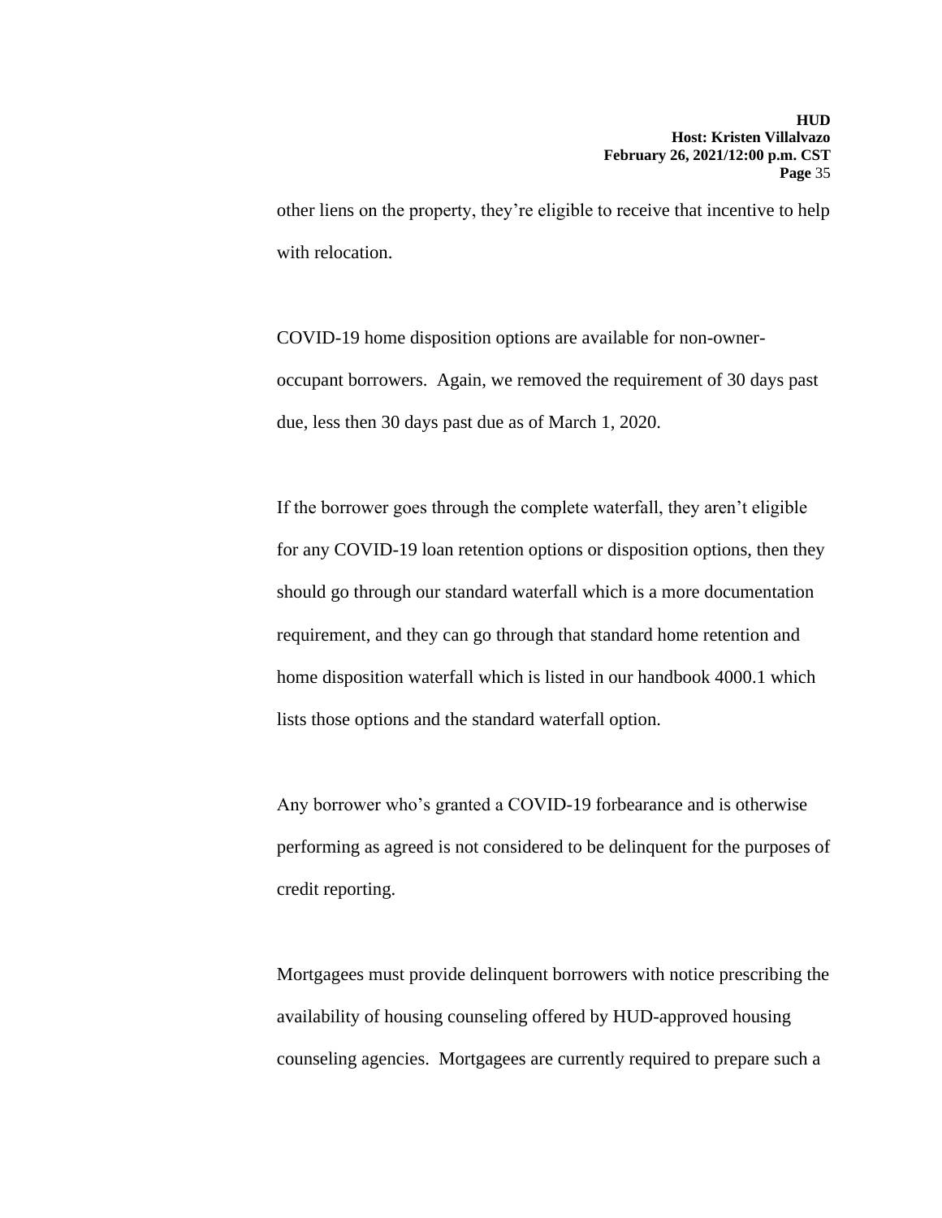other liens on the property, they're eligible to receive that incentive to help with relocation.

COVID-19 home disposition options are available for non-owner-occupant borrowers. Again, we removed the requirement of 30 days past due, less then 30 days past due as of March 1, 2020.

If the borrower goes through the complete waterfall, they aren't eligible for any COVID-19 loan retention options or disposition options, then they should go through our standard waterfall which is a more documentation requirement, and they can go through that standard home retention and home disposition waterfall which is listed in our handbook 4000.1 which lists those options and the standard waterfall option.

Any borrower who's granted a COVID-19 forbearance and is otherwise performing as agreed is not considered to be delinquent for the purposes of credit reporting.

Mortgagees must provide delinquent borrowers with notice prescribing the availability of housing counseling offered by HUD-approved housing counseling agencies. Mortgagees are currently required to prepare such a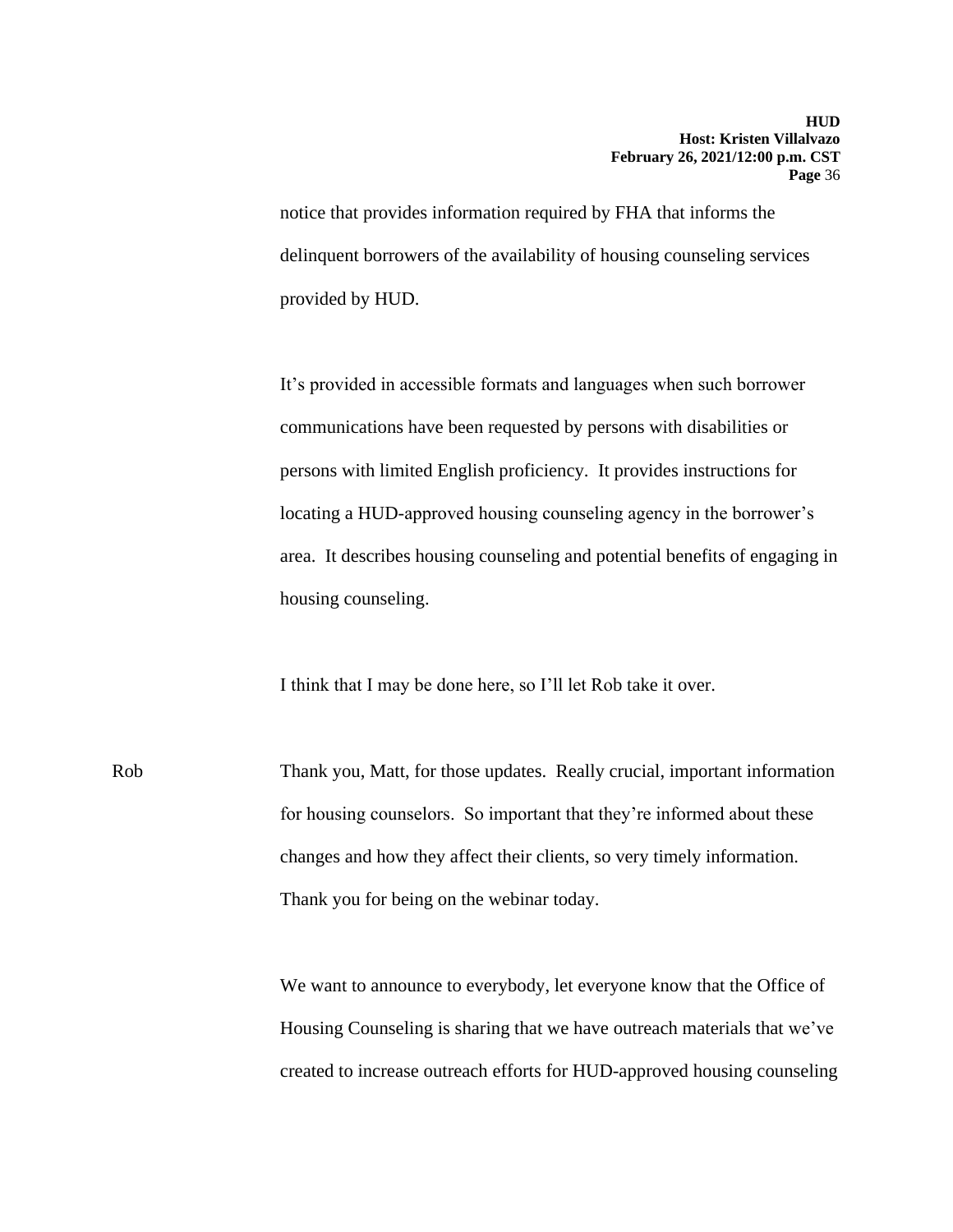notice that provides information required by FHA that informs the delinquent borrowers of the availability of housing counseling services provided by HUD.

It's provided in accessible formats and languages when such borrower communications have been requested by persons with disabilities or persons with limited English proficiency. It provides instructions for locating a HUD-approved housing counseling agency in the borrower's area. It describes housing counseling and potential benefits of engaging in housing counseling.

I think that I may be done here, so I'll let Rob take it over.

Rob: Thank you, Matt, for those updates. Really crucial, important information for housing counselors. So important that they're informed about these changes and how they affect their clients, so very timely information. Thank you for being on the webinar today.

We want to announce to everybody, let everyone know that the Office of Housing Counseling is sharing that we have outreach materials that we've created to increase outreach efforts for HUD-approved housing counseling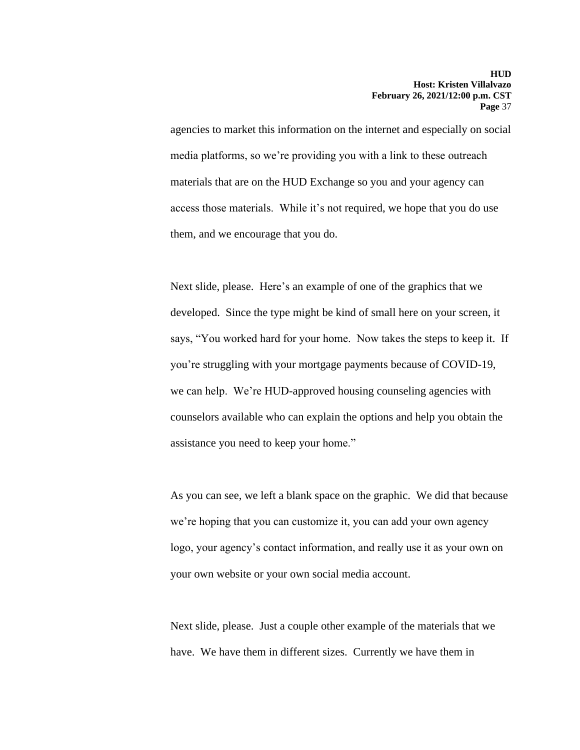agencies to market this information on the internet and especially on social media platforms, so we're providing you with a link to these outreach materials that are on the HUD Exchange so you and your agency can access those materials. While it's not required, we hope that you do use them, and we encourage that you do.

Next slide, please. Here's an example of one of the graphics that we developed. Since the type might be kind of small here on your screen, it says, "You worked hard for your home. Now takes the steps to keep it. If you're struggling with your mortgage payments because of COVID-19, we can help. We're HUD-approved housing counseling agencies with counselors available who can explain the options and help you obtain the assistance you need to keep your home."

As you can see, we left a blank space on the graphic. We did that because we're hoping that you can customize it, you can add your own agency logo, your agency's contact information, and really use it as your own on your own website or your own social media account.

Next slide, please. Just a couple other example of the materials that we have. We have them in different sizes. Currently we have them in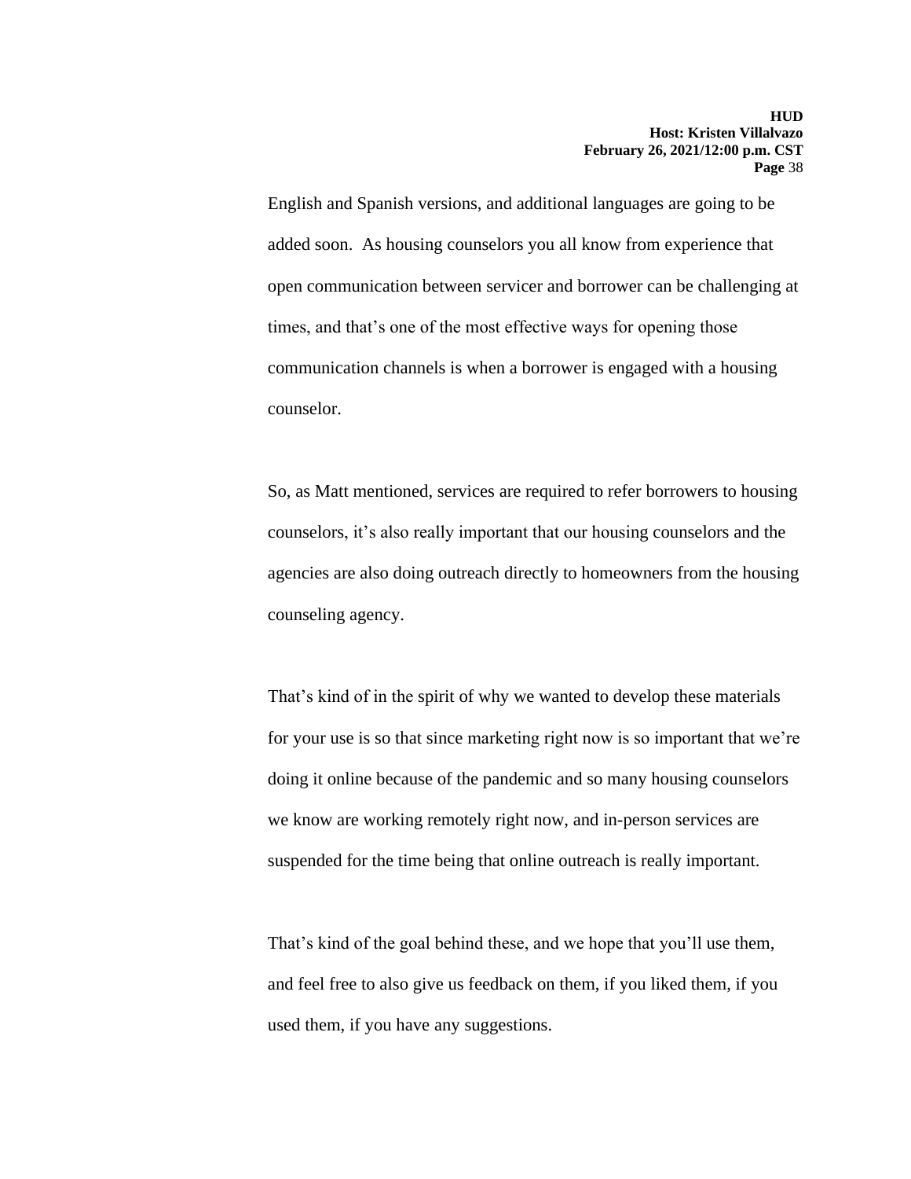English and Spanish versions, and additional languages are going to be added soon. As housing counselors you all know from experience that open communication between servicer and borrower can be challenging at times, and that's one of the most effective ways for opening those communication channels is when a borrower is engaged with a housing counselor.

So, as Matt mentioned, services are required to refer borrowers to housing counselors, it's also really important that our housing counselors and the agencies are also doing outreach directly to homeowners from the housing counseling agency.

That's kind of in the spirit of why we wanted to develop these materials for your use is so that since marketing right now is so important that we're doing it online because of the pandemic and so many housing counselors we know are working remotely right now, and in-person services are suspended for the time being that online outreach is really important.

That's kind of the goal behind these, and we hope that you'll use them, and feel free to also give us feedback on them, if you liked them, if you used them, if you have any suggestions.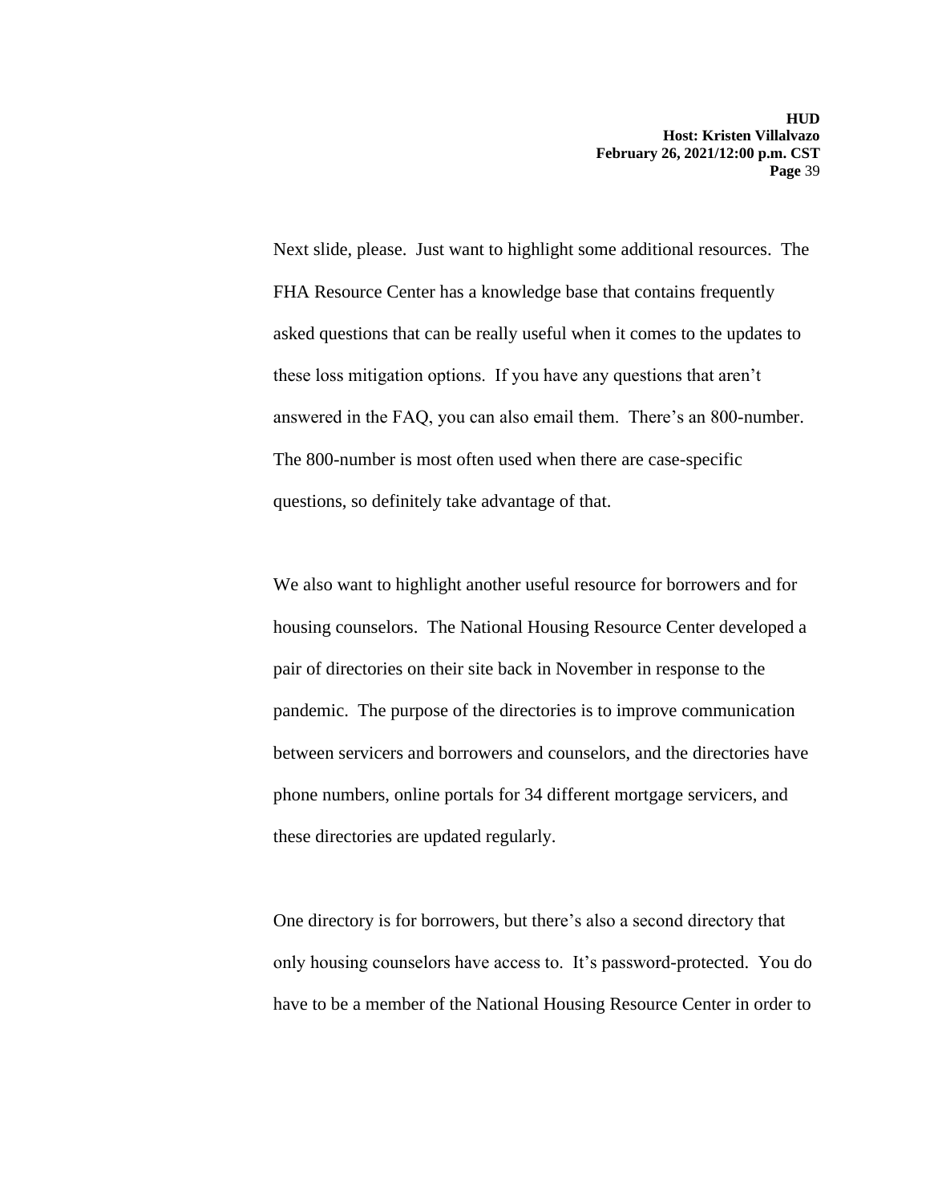Next slide, please.  Just want to highlight some additional resources.  The FHA Resource Center has a knowledge base that contains frequently asked questions that can be really useful when it comes to the updates to these loss mitigation options.  If you have any questions that aren't answered in the FAQ, you can also email them.  There's an 800-number. The 800-number is most often used when there are case-specific questions, so definitely take advantage of that.

We also want to highlight another useful resource for borrowers and for housing counselors.  The National Housing Resource Center developed a pair of directories on their site back in November in response to the pandemic.  The purpose of the directories is to improve communication between servicers and borrowers and counselors, and the directories have phone numbers, online portals for 34 different mortgage servicers, and these directories are updated regularly.

One directory is for borrowers, but there's also a second directory that only housing counselors have access to.  It's password-protected.  You do have to be a member of the National Housing Resource Center in order to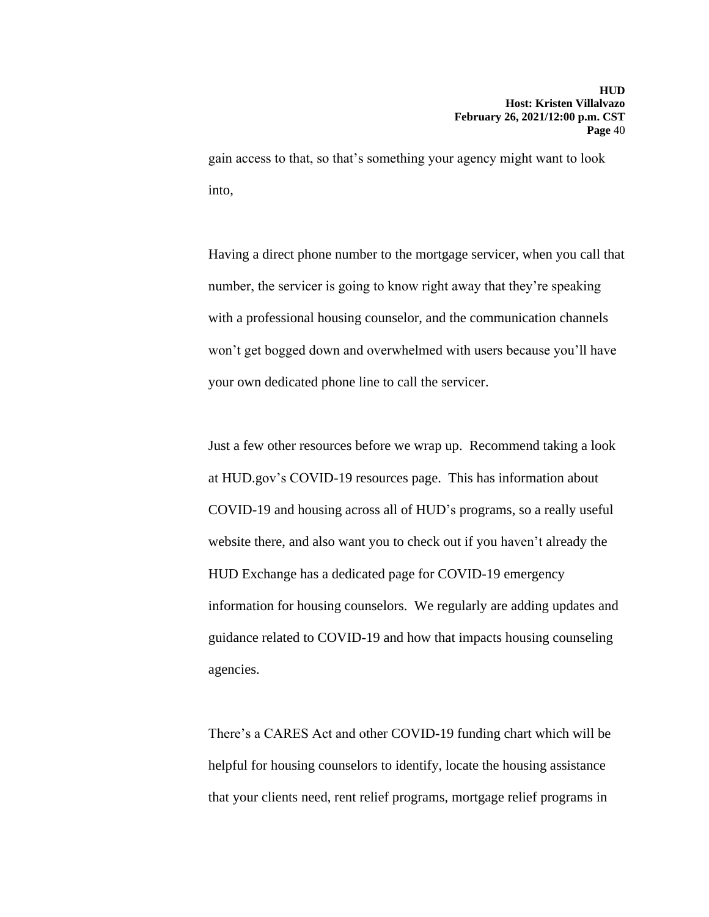gain access to that, so that's something your agency might want to look into,

Having a direct phone number to the mortgage servicer, when you call that number, the servicer is going to know right away that they're speaking with a professional housing counselor, and the communication channels won't get bogged down and overwhelmed with users because you'll have your own dedicated phone line to call the servicer.

Just a few other resources before we wrap up. Recommend taking a look at HUD.gov's COVID-19 resources page. This has information about COVID-19 and housing across all of HUD's programs, so a really useful website there, and also want you to check out if you haven't already the HUD Exchange has a dedicated page for COVID-19 emergency information for housing counselors. We regularly are adding updates and guidance related to COVID-19 and how that impacts housing counseling agencies.

There's a CARES Act and other COVID-19 funding chart which will be helpful for housing counselors to identify, locate the housing assistance that your clients need, rent relief programs, mortgage relief programs in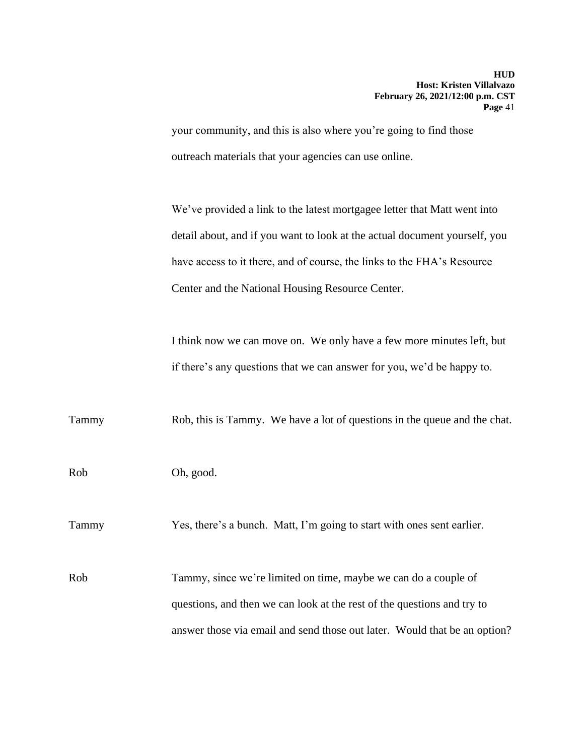your community, and this is also where you're going to find those outreach materials that your agencies can use online.

We've provided a link to the latest mortgagee letter that Matt went into detail about, and if you want to look at the actual document yourself, you have access to it there, and of course, the links to the FHA's Resource Center and the National Housing Resource Center.

I think now we can move on. We only have a few more minutes left, but if there's any questions that we can answer for you, we'd be happy to.

Tammy — Rob, this is Tammy. We have a lot of questions in the queue and the chat.

Rob — Oh, good.

Tammy — Yes, there's a bunch. Matt, I'm going to start with ones sent earlier.

Rob — Tammy, since we're limited on time, maybe we can do a couple of questions, and then we can look at the rest of the questions and try to answer those via email and send those out later. Would that be an option?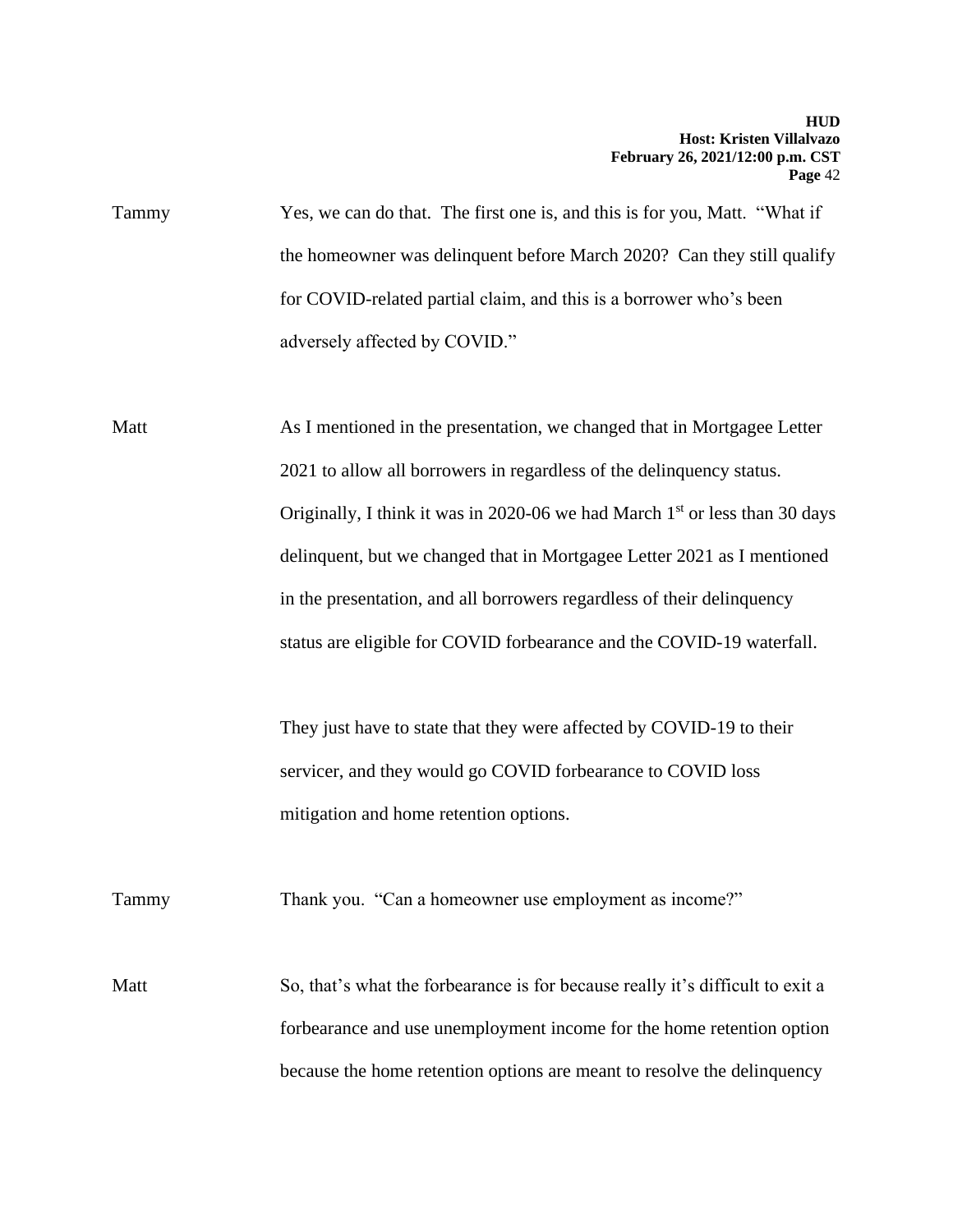Tammy Yes, we can do that. The first one is, and this is for you, Matt. "What if the homeowner was delinquent before March 2020? Can they still qualify for COVID-related partial claim, and this is a borrower who's been adversely affected by COVID."

Matt As I mentioned in the presentation, we changed that in Mortgagee Letter 2021 to allow all borrowers in regardless of the delinquency status. Originally, I think it was in 2020-06 we had March 1st or less than 30 days delinquent, but we changed that in Mortgagee Letter 2021 as I mentioned in the presentation, and all borrowers regardless of their delinquency status are eligible for COVID forbearance and the COVID-19 waterfall.

They just have to state that they were affected by COVID-19 to their servicer, and they would go COVID forbearance to COVID loss mitigation and home retention options.

Tammy Thank you. "Can a homeowner use employment as income?"

Matt So, that's what the forbearance is for because really it's difficult to exit a forbearance and use unemployment income for the home retention option because the home retention options are meant to resolve the delinquency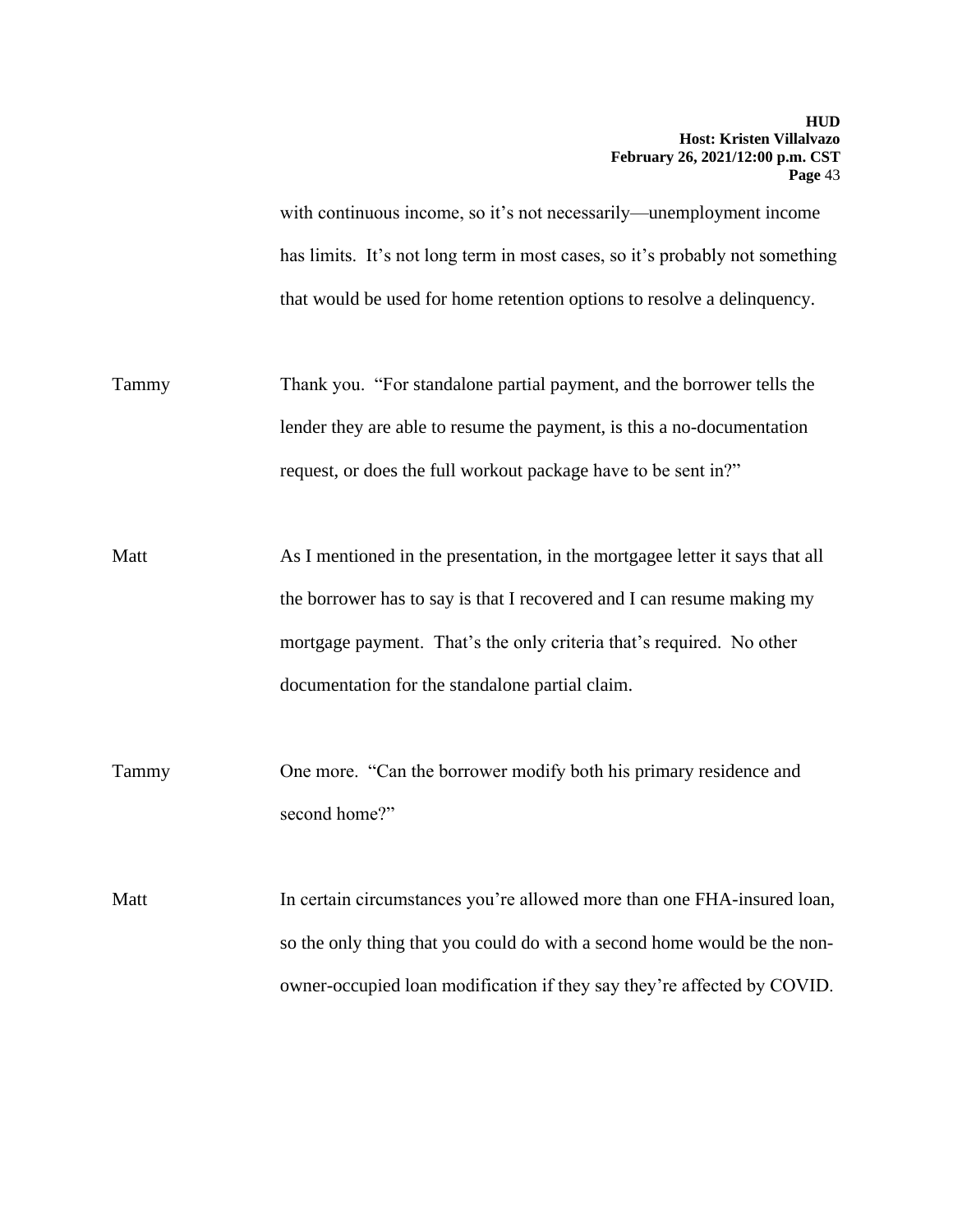with continuous income, so it's not necessarily—unemployment income has limits. It's not long term in most cases, so it's probably not something that would be used for home retention options to resolve a delinquency.

Tammy Thank you. "For standalone partial payment, and the borrower tells the lender they are able to resume the payment, is this a no-documentation request, or does the full workout package have to be sent in?"

Matt As I mentioned in the presentation, in the mortgagee letter it says that all the borrower has to say is that I recovered and I can resume making my mortgage payment. That's the only criteria that's required. No other documentation for the standalone partial claim.

Tammy One more. "Can the borrower modify both his primary residence and second home?"

Matt In certain circumstances you're allowed more than one FHA-insured loan, so the only thing that you could do with a second home would be the non-owner-occupied loan modification if they say they're affected by COVID.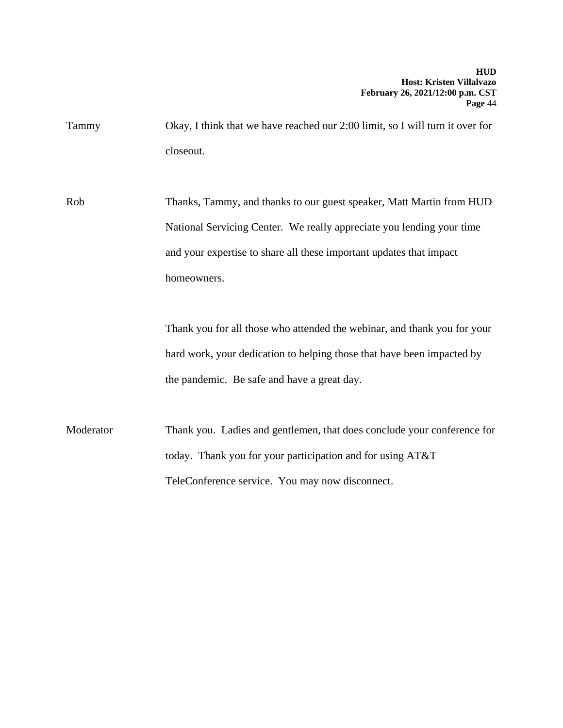Tammy Okay, I think that we have reached our 2:00 limit, so I will turn it over for closeout.

Rob Thanks, Tammy, and thanks to our guest speaker, Matt Martin from HUD National Servicing Center. We really appreciate you lending your time and your expertise to share all these important updates that impact homeowners.

Thank you for all those who attended the webinar, and thank you for your hard work, your dedication to helping those that have been impacted by the pandemic. Be safe and have a great day.

Moderator Thank you. Ladies and gentlemen, that does conclude your conference for today. Thank you for your participation and for using AT&T TeleConference service. You may now disconnect.